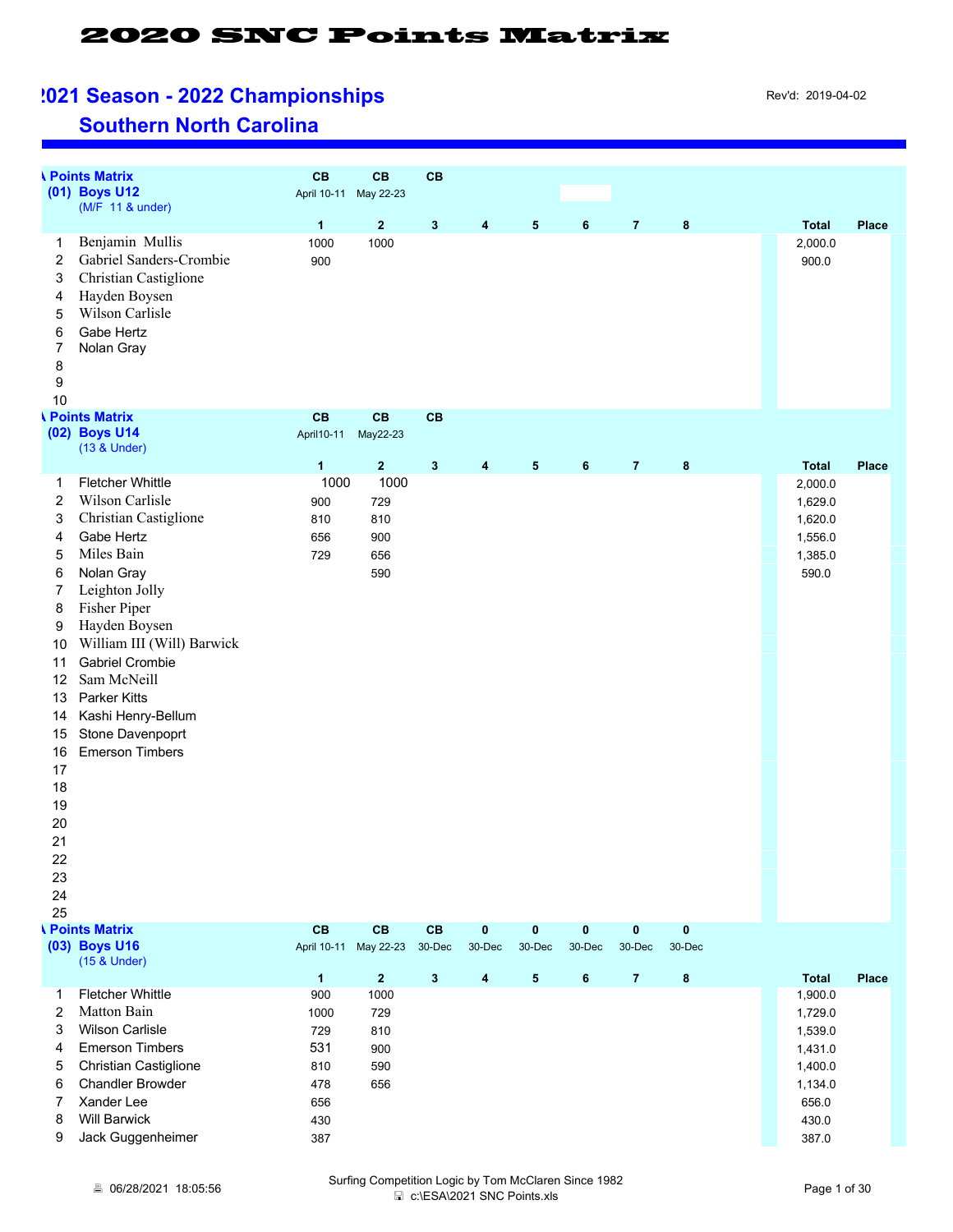# 2020 SNC Points Matrix

## 2021 Season - 2022 Championships

Rev'd: 2019-04-02

## Southern North Carolina

### Points Matrix (01) Boys U12 (M/F 11 & under)

| | | CB<br>April 10-11 | CB<br>May 22-23 | CB | | | | | | | |
|---|---|---|---|---|---|---|---|---|---|---|---|
| | | 1 | 2 | 3 | 4 | 5 | 6 | 7 | 8 | Total | Place |
| 1 | Benjamin Mullis | 1000 | 1000 | | | | | | | 2,000.0 | |
| 2 | Gabriel Sanders-Crombie | 900 | | | | | | | | 900.0 | |
| 3 | Christian Castiglione | | | | | | | | | | |
| 4 | Hayden Boysen | | | | | | | | | | |
| 5 | Wilson Carlisle | | | | | | | | | | |
| 6 | Gabe Hertz | | | | | | | | | | |
| 7 | Nolan Gray | | | | | | | | | | |
| 8 | | | | | | | | | | | |
| 9 | | | | | | | | | | | |
| 10 | | | | | | | | | | | |

### Points Matrix (02) Boys U14 (13 & Under)

| | | CB<br>April10-11 | CB<br>May22-23 | CB | | | | | | | |
|---|---|---|---|---|---|---|---|---|---|---|---|
| | | 1 | 2 | 3 | 4 | 5 | 6 | 7 | 8 | Total | Place |
| 1 | Fletcher Whittle | 1000 | 1000 | | | | | | | 2,000.0 | |
| 2 | Wilson Carlisle | 900 | 729 | | | | | | | 1,629.0 | |
| 3 | Christian Castiglione | 810 | 810 | | | | | | | 1,620.0 | |
| 4 | Gabe Hertz | 656 | 900 | | | | | | | 1,556.0 | |
| 5 | Miles Bain | 729 | 656 | | | | | | | 1,385.0 | |
| 6 | Nolan Gray | | 590 | | | | | | | 590.0 | |
| 7 | Leighton Jolly | | | | | | | | | | |
| 8 | Fisher Piper | | | | | | | | | | |
| 9 | Hayden Boysen | | | | | | | | | | |
| 10 | William III (Will) Barwick | | | | | | | | | | |
| 11 | Gabriel Crombie | | | | | | | | | | |
| 12 | Sam McNeill | | | | | | | | | | |
| 13 | Parker Kitts | | | | | | | | | | |
| 14 | Kashi Henry-Bellum | | | | | | | | | | |
| 15 | Stone Davenpoprt | | | | | | | | | | |
| 16 | Emerson Timbers | | | | | | | | | | |
| 17 | | | | | | | | | | | |
| 18 | | | | | | | | | | | |
| 19 | | | | | | | | | | | |
| 20 | | | | | | | | | | | |
| 21 | | | | | | | | | | | |
| 22 | | | | | | | | | | | |
| 23 | | | | | | | | | | | |
| 24 | | | | | | | | | | | |
| 25 | | | | | | | | | | | |

### Points Matrix (03) Boys U16 (15 & Under)

| | | CB<br>April 10-11 | CB<br>May 22-23 | CB<br>30-Dec | 0<br>30-Dec | 0<br>30-Dec | 0<br>30-Dec | 0<br>30-Dec | 0<br>30-Dec | | |
|---|---|---|---|---|---|---|---|---|---|---|---|
| | | 1 | 2 | 3 | 4 | 5 | 6 | 7 | 8 | Total | Place |
| 1 | Fletcher Whittle | 900 | 1000 | | | | | | | 1,900.0 | |
| 2 | Matton Bain | 1000 | 729 | | | | | | | 1,729.0 | |
| 3 | Wilson Carlisle | 729 | 810 | | | | | | | 1,539.0 | |
| 4 | Emerson Timbers | 531 | 900 | | | | | | | 1,431.0 | |
| 5 | Christian Castiglione | 810 | 590 | | | | | | | 1,400.0 | |
| 6 | Chandler Browder | 478 | 656 | | | | | | | 1,134.0 | |
| 7 | Xander Lee | 656 | | | | | | | | 656.0 | |
| 8 | Will Barwick | 430 | | | | | | | | 430.0 | |
| 9 | Jack Guggenheimer | 387 | | | | | | | | 387.0 | |

06/28/2021 18:05:56 — Surfing Competition Logic by Tom McClaren Since 1982 — c:\ESA\2021 SNC Points.xls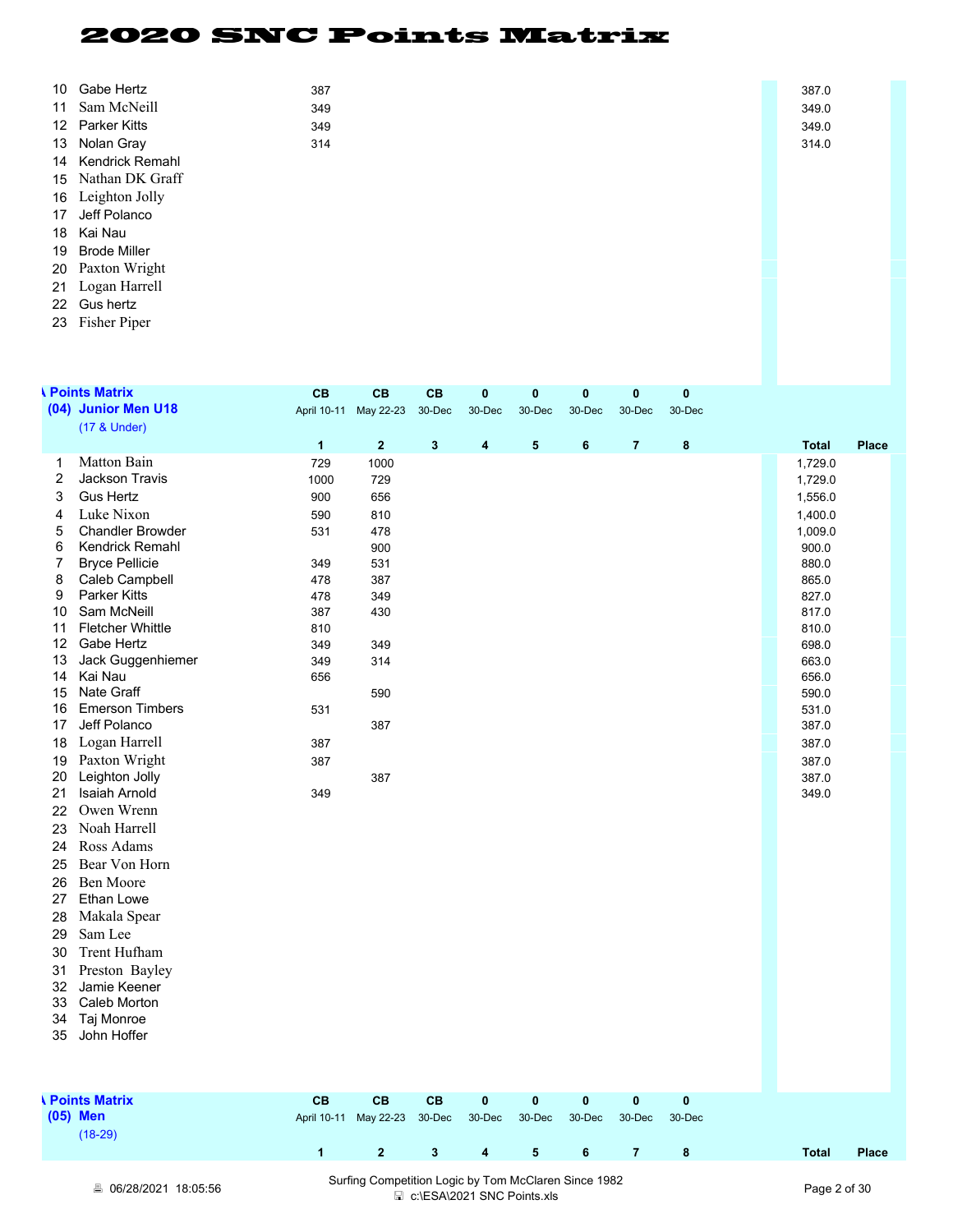# 2020 SNC Points Matrix

| # | Name | 1 | 2 | 3 | 4 | 5 | 6 | 7 | 8 | Total | Place |
|---|---|---|---|---|---|---|---|---|---|---|---|
| 10 | Gabe Hertz | 387 | | | | | | | | 387.0 | |
| 11 | Sam McNeill | 349 | | | | | | | | 349.0 | |
| 12 | Parker Kitts | 349 | | | | | | | | 349.0 | |
| 13 | Nolan Gray | 314 | | | | | | | | 314.0 | |
| 14 | Kendrick Remahl | | | | | | | | | | |
| 15 | Nathan DK Graff | | | | | | | | | | |
| 16 | Leighton Jolly | | | | | | | | | | |
| 17 | Jeff Polanco | | | | | | | | | | |
| 18 | Kai Nau | | | | | | | | | | |
| 19 | Brode Miller | | | | | | | | | | |
| 20 | Paxton Wright | | | | | | | | | | |
| 21 | Logan Harrell | | | | | | | | | | |
| 22 | Gus hertz | | | | | | | | | | |
| 23 | Fisher Piper | | | | | | | | | | |

## Points Matrix (04) Junior Men U18 (17 & Under)

| | | CB | CB | CB | 0 | 0 | 0 | 0 | 0 | | |
|---|---|---|---|---|---|---|---|---|---|---|---|
| | | April 10-11 | May 22-23 | 30-Dec | 30-Dec | 30-Dec | 30-Dec | 30-Dec | 30-Dec | | |
| # | Name | 1 | 2 | 3 | 4 | 5 | 6 | 7 | 8 | Total | Place |
| 1 | Matton Bain | 729 | 1000 | | | | | | | 1,729.0 | |
| 2 | Jackson Travis | 1000 | 729 | | | | | | | 1,729.0 | |
| 3 | Gus Hertz | 900 | 656 | | | | | | | 1,556.0 | |
| 4 | Luke Nixon | 590 | 810 | | | | | | | 1,400.0 | |
| 5 | Chandler Browder | 531 | 478 | | | | | | | 1,009.0 | |
| 6 | Kendrick Remahl | | 900 | | | | | | | 900.0 | |
| 7 | Bryce Pellicie | 349 | 531 | | | | | | | 880.0 | |
| 8 | Caleb Campbell | 478 | 387 | | | | | | | 865.0 | |
| 9 | Parker Kitts | 478 | 349 | | | | | | | 827.0 | |
| 10 | Sam McNeill | 387 | 430 | | | | | | | 817.0 | |
| 11 | Fletcher Whittle | 810 | | | | | | | | 810.0 | |
| 12 | Gabe Hertz | 349 | 349 | | | | | | | 698.0 | |
| 13 | Jack Guggenhiemer | 349 | 314 | | | | | | | 663.0 | |
| 14 | Kai Nau | 656 | | | | | | | | 656.0 | |
| 15 | Nate Graff | | 590 | | | | | | | 590.0 | |
| 16 | Emerson Timbers | 531 | | | | | | | | 531.0 | |
| 17 | Jeff Polanco | | 387 | | | | | | | 387.0 | |
| 18 | Logan Harrell | 387 | | | | | | | | 387.0 | |
| 19 | Paxton Wright | 387 | | | | | | | | 387.0 | |
| 20 | Leighton Jolly | | 387 | | | | | | | 387.0 | |
| 21 | Isaiah Arnold | 349 | | | | | | | | 349.0 | |
| 22 | Owen Wrenn | | | | | | | | | | |
| 23 | Noah Harrell | | | | | | | | | | |
| 24 | Ross Adams | | | | | | | | | | |
| 25 | Bear Von Horn | | | | | | | | | | |
| 26 | Ben Moore | | | | | | | | | | |
| 27 | Ethan Lowe | | | | | | | | | | |
| 28 | Makala Spear | | | | | | | | | | |
| 29 | Sam Lee | | | | | | | | | | |
| 30 | Trent Hufham | | | | | | | | | | |
| 31 | Preston Bayley | | | | | | | | | | |
| 32 | Jamie Keener | | | | | | | | | | |
| 33 | Caleb Morton | | | | | | | | | | |
| 34 | Taj Monroe | | | | | | | | | | |
| 35 | John Hoffer | | | | | | | | | | |

## Points Matrix (05) Men (18-29)

| | | CB | CB | CB | 0 | 0 | 0 | 0 | 0 | | |
|---|---|---|---|---|---|---|---|---|---|---|---|
| | | April 10-11 | May 22-23 | 30-Dec | 30-Dec | 30-Dec | 30-Dec | 30-Dec | 30-Dec | | |
| # | Name | 1 | 2 | 3 | 4 | 5 | 6 | 7 | 8 | Total | Place |

06/28/2021 18:05:56

Surfing Competition Logic by Tom McClaren Since 1982
c:\ESA\2021 SNC Points.xls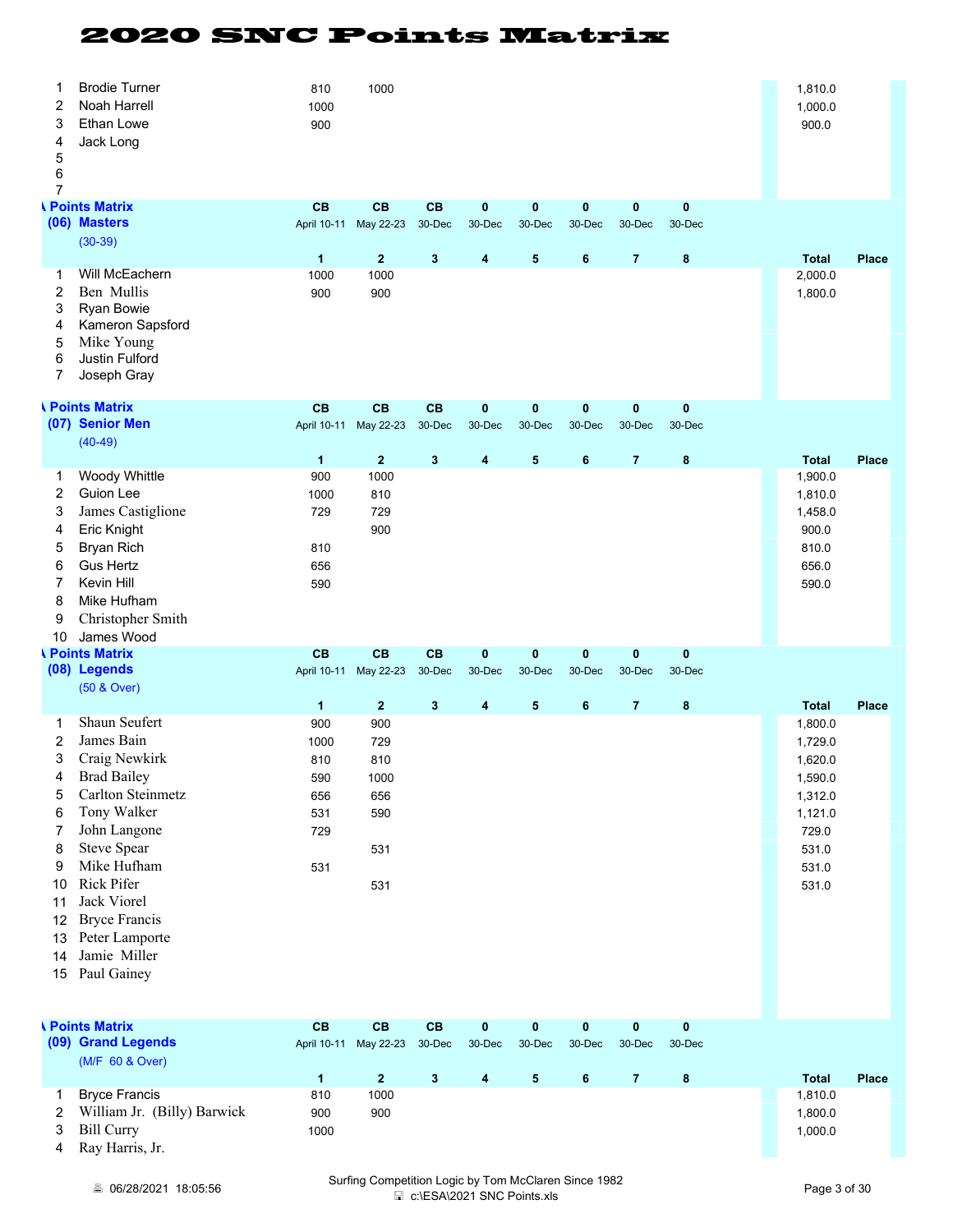# 2020 SNC Points Matrix

| # | Name | 1 | 2 | 3 | 4 | 5 | 6 | 7 | 8 | Total | Place |
|---|---|---|---|---|---|---|---|---|---|---|---|
| 1 | Brodie Turner | 810 | 1000 | | | | | | | 1,810.0 | |
| 2 | Noah Harrell | 1000 | | | | | | | | 1,000.0 | |
| 3 | Ethan Lowe | 900 | | | | | | | | 900.0 | |
| 4 | Jack Long | | | | | | | | | | |
| 5 | | | | | | | | | | | |
| 6 | | | | | | | | | | | |
| 7 | | | | | | | | | | | |

## Points Matrix
### (06) Masters (30-39)

| | | CB | CB | CB | 0 | 0 | 0 | 0 | 0 | | |
|---|---|---|---|---|---|---|---|---|---|---|---|
| | | April 10-11 | May 22-23 | 30-Dec | 30-Dec | 30-Dec | 30-Dec | 30-Dec | 30-Dec | | |
| # | Name | 1 | 2 | 3 | 4 | 5 | 6 | 7 | 8 | Total | Place |
| 1 | Will McEachern | 1000 | 1000 | | | | | | | 2,000.0 | |
| 2 | Ben Mullis | 900 | 900 | | | | | | | 1,800.0 | |
| 3 | Ryan Bowie | | | | | | | | | | |
| 4 | Kameron Sapsford | | | | | | | | | | |
| 5 | Mike Young | | | | | | | | | | |
| 6 | Justin Fulford | | | | | | | | | | |
| 7 | Joseph Gray | | | | | | | | | | |

## Points Matrix
### (07) Senior Men (40-49)

| | | CB | CB | CB | 0 | 0 | 0 | 0 | 0 | | |
|---|---|---|---|---|---|---|---|---|---|---|---|
| | | April 10-11 | May 22-23 | 30-Dec | 30-Dec | 30-Dec | 30-Dec | 30-Dec | 30-Dec | | |
| # | Name | 1 | 2 | 3 | 4 | 5 | 6 | 7 | 8 | Total | Place |
| 1 | Woody Whittle | 900 | 1000 | | | | | | | 1,900.0 | |
| 2 | Guion Lee | 1000 | 810 | | | | | | | 1,810.0 | |
| 3 | James Castiglione | 729 | 729 | | | | | | | 1,458.0 | |
| 4 | Eric Knight | | 900 | | | | | | | 900.0 | |
| 5 | Bryan Rich | 810 | | | | | | | | 810.0 | |
| 6 | Gus Hertz | 656 | | | | | | | | 656.0 | |
| 7 | Kevin Hill | 590 | | | | | | | | 590.0 | |
| 8 | Mike Hufham | | | | | | | | | | |
| 9 | Christopher Smith | | | | | | | | | | |
| 10 | James Wood | | | | | | | | | | |

## Points Matrix
### (08) Legends (50 & Over)

| | | CB | CB | CB | 0 | 0 | 0 | 0 | 0 | | |
|---|---|---|---|---|---|---|---|---|---|---|---|
| | | April 10-11 | May 22-23 | 30-Dec | 30-Dec | 30-Dec | 30-Dec | 30-Dec | 30-Dec | | |
| # | Name | 1 | 2 | 3 | 4 | 5 | 6 | 7 | 8 | Total | Place |
| 1 | Shaun Seufert | 900 | 900 | | | | | | | 1,800.0 | |
| 2 | James Bain | 1000 | 729 | | | | | | | 1,729.0 | |
| 3 | Craig Newkirk | 810 | 810 | | | | | | | 1,620.0 | |
| 4 | Brad Bailey | 590 | 1000 | | | | | | | 1,590.0 | |
| 5 | Carlton Steinmetz | 656 | 656 | | | | | | | 1,312.0 | |
| 6 | Tony Walker | 531 | 590 | | | | | | | 1,121.0 | |
| 7 | John Langone | 729 | | | | | | | | 729.0 | |
| 8 | Steve Spear | | 531 | | | | | | | 531.0 | |
| 9 | Mike Hufham | 531 | | | | | | | | 531.0 | |
| 10 | Rick Pifer | | 531 | | | | | | | 531.0 | |
| 11 | Jack Viorel | | | | | | | | | | |
| 12 | Bryce Francis | | | | | | | | | | |
| 13 | Peter Lamporte | | | | | | | | | | |
| 14 | Jamie Miller | | | | | | | | | | |
| 15 | Paul Gainey | | | | | | | | | | |

## Points Matrix
### (09) Grand Legends (M/F 60 & Over)

| | | CB | CB | CB | 0 | 0 | 0 | 0 | 0 | | |
|---|---|---|---|---|---|---|---|---|---|---|---|
| | | April 10-11 | May 22-23 | 30-Dec | 30-Dec | 30-Dec | 30-Dec | 30-Dec | 30-Dec | | |
| # | Name | 1 | 2 | 3 | 4 | 5 | 6 | 7 | 8 | Total | Place |
| 1 | Bryce Francis | 810 | 1000 | | | | | | | 1,810.0 | |
| 2 | William Jr. (Billy) Barwick | 900 | 900 | | | | | | | 1,800.0 | |
| 3 | Bill Curry | 1000 | | | | | | | | 1,000.0 | |
| 4 | Ray Harris, Jr. | | | | | | | | | | |

06/28/2021 18:05:56 — Surfing Competition Logic by Tom McClaren Since 1982 — c:\ESA\2021 SNC Points.xls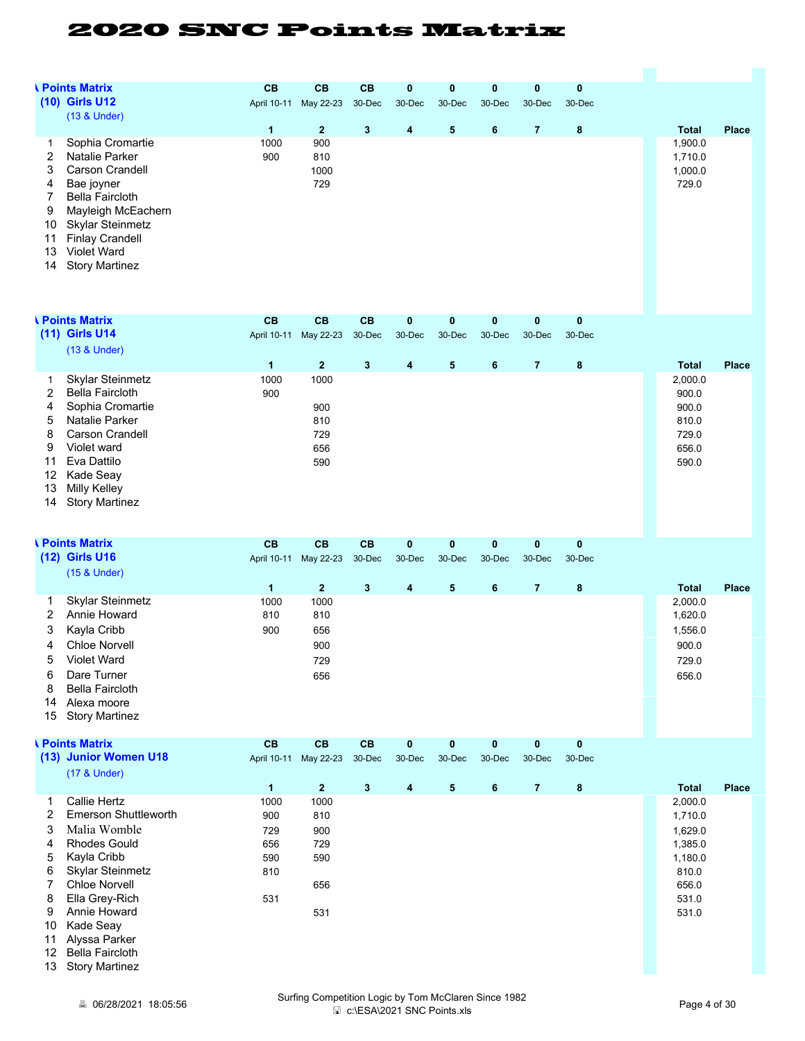# 2020 SNC Points Matrix

## Points Matrix (10) Girls U12 (13 & Under)

| | | CB | CB | CB | 0 | 0 | 0 | 0 | 0 | | |
|---|---|---|---|---|---|---|---|---|---|---|---|
| | | April 10-11 | May 22-23 | 30-Dec | 30-Dec | 30-Dec | 30-Dec | 30-Dec | 30-Dec | | |
| | | 1 | 2 | 3 | 4 | 5 | 6 | 7 | 8 | Total | Place |
| 1 | Sophia Cromartie | 1000 | 900 | | | | | | | 1,900.0 | |
| 2 | Natalie Parker | 900 | 810 | | | | | | | 1,710.0 | |
| 3 | Carson Crandell | | 1000 | | | | | | | 1,000.0 | |
| 4 | Bae joyner | | 729 | | | | | | | 729.0 | |
| 7 | Bella Faircloth | | | | | | | | | | |
| 9 | Mayleigh McEachern | | | | | | | | | | |
| 10 | Skylar Steinmetz | | | | | | | | | | |
| 11 | Finlay Crandell | | | | | | | | | | |
| 13 | Violet Ward | | | | | | | | | | |
| 14 | Story Martinez | | | | | | | | | | |

## Points Matrix (11) Girls U14 (13 & Under)

| | | CB | CB | CB | 0 | 0 | 0 | 0 | 0 | | |
|---|---|---|---|---|---|---|---|---|---|---|---|
| | | April 10-11 | May 22-23 | 30-Dec | 30-Dec | 30-Dec | 30-Dec | 30-Dec | 30-Dec | | |
| | | 1 | 2 | 3 | 4 | 5 | 6 | 7 | 8 | Total | Place |
| 1 | Skylar Steinmetz | 1000 | 1000 | | | | | | | 2,000.0 | |
| 2 | Bella Faircloth | 900 | | | | | | | | 900.0 | |
| 4 | Sophia Cromartie | | 900 | | | | | | | 900.0 | |
| 5 | Natalie Parker | | 810 | | | | | | | 810.0 | |
| 8 | Carson Crandell | | 729 | | | | | | | 729.0 | |
| 9 | Violet ward | | 656 | | | | | | | 656.0 | |
| 11 | Eva Dattilo | | 590 | | | | | | | 590.0 | |
| 12 | Kade Seay | | | | | | | | | | |
| 13 | Milly Kelley | | | | | | | | | | |
| 14 | Story Martinez | | | | | | | | | | |

## Points Matrix (12) Girls U16 (15 & Under)

| | | CB | CB | CB | 0 | 0 | 0 | 0 | 0 | | |
|---|---|---|---|---|---|---|---|---|---|---|---|
| | | April 10-11 | May 22-23 | 30-Dec | 30-Dec | 30-Dec | 30-Dec | 30-Dec | 30-Dec | | |
| | | 1 | 2 | 3 | 4 | 5 | 6 | 7 | 8 | Total | Place |
| 1 | Skylar Steinmetz | 1000 | 1000 | | | | | | | 2,000.0 | |
| 2 | Annie Howard | 810 | 810 | | | | | | | 1,620.0 | |
| 3 | Kayla Cribb | 900 | 656 | | | | | | | 1,556.0 | |
| 4 | Chloe Norvell | | 900 | | | | | | | 900.0 | |
| 5 | Violet Ward | | 729 | | | | | | | 729.0 | |
| 6 | Dare Turner | | 656 | | | | | | | 656.0 | |
| 8 | Bella Faircloth | | | | | | | | | | |
| 14 | Alexa moore | | | | | | | | | | |
| 15 | Story Martinez | | | | | | | | | | |

## Points Matrix (13) Junior Women U18 (17 & Under)

| | | CB | CB | CB | 0 | 0 | 0 | 0 | 0 | | |
|---|---|---|---|---|---|---|---|---|---|---|---|
| | | April 10-11 | May 22-23 | 30-Dec | 30-Dec | 30-Dec | 30-Dec | 30-Dec | 30-Dec | | |
| | | 1 | 2 | 3 | 4 | 5 | 6 | 7 | 8 | Total | Place |
| 1 | Callie Hertz | 1000 | 1000 | | | | | | | 2,000.0 | |
| 2 | Emerson Shuttleworth | 900 | 810 | | | | | | | 1,710.0 | |
| 3 | Malia Womble | 729 | 900 | | | | | | | 1,629.0 | |
| 4 | Rhodes Gould | 656 | 729 | | | | | | | 1,385.0 | |
| 5 | Kayla Cribb | 590 | 590 | | | | | | | 1,180.0 | |
| 6 | Skylar Steinmetz | 810 | | | | | | | | 810.0 | |
| 7 | Chloe Norvell | | 656 | | | | | | | 656.0 | |
| 8 | Ella Grey-Rich | 531 | | | | | | | | 531.0 | |
| 9 | Annie Howard | | 531 | | | | | | | 531.0 | |
| 10 | Kade Seay | | | | | | | | | | |
| 11 | Alyssa Parker | | | | | | | | | | |
| 12 | Bella Faircloth | | | | | | | | | | |
| 13 | Story Martinez | | | | | | | | | | |

06/28/2021 18:05:56 — Surfing Competition Logic by Tom McClaren Since 1982 — c:\ESA\2021 SNC Points.xls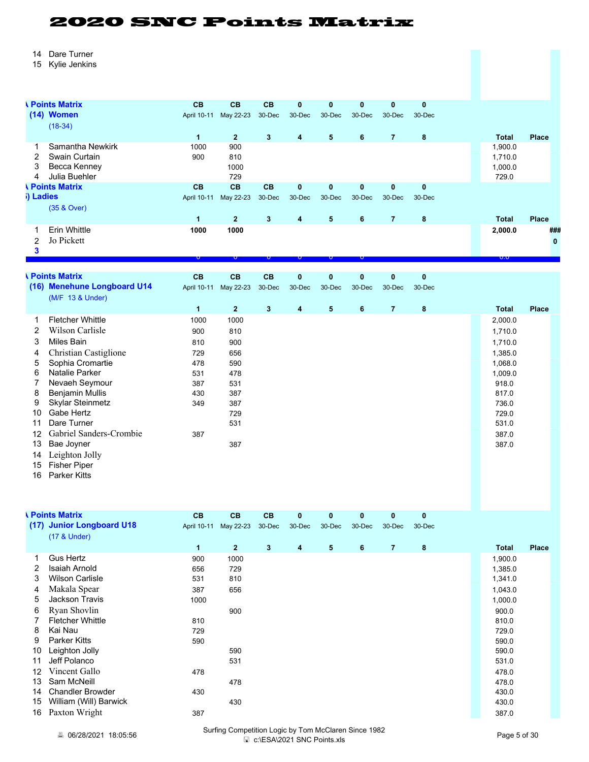# 2020 SNC Points Matrix

| | |
|---|---|
| 14 | Dare Turner |
| 15 | Kylie Jenkins |

| | Points Matrix (14) Women (18-34) | CB April 10-11 | CB May 22-23 | CB 30-Dec | 0 30-Dec | 0 30-Dec | 0 30-Dec | 0 30-Dec | 0 30-Dec | | |
|---|---|---|---|---|---|---|---|---|---|---|---|
| | | 1 | 2 | 3 | 4 | 5 | 6 | 7 | 8 | Total | Place |
| 1 | Samantha Newkirk | 1000 | 900 | | | | | | | 1,900.0 | |
| 2 | Swain Curtain | 900 | 810 | | | | | | | 1,710.0 | |
| 3 | Becca Kenney | | 1000 | | | | | | | 1,000.0 | |
| 4 | Julia Buehler | | 729 | | | | | | | 729.0 | |

| | Points Matrix (15) Ladies (35 & Over) | CB April 10-11 | CB May 22-23 | CB 30-Dec | 0 30-Dec | 0 30-Dec | 0 30-Dec | 0 30-Dec | 0 30-Dec | | |
|---|---|---|---|---|---|---|---|---|---|---|---|
| | | 1 | 2 | 3 | 4 | 5 | 6 | 7 | 8 | Total | Place |
| 1 | Erin Whittle | **1000** | **1000** | | | | | | | **2,000.0** | ### |
| 2 | Jo Pickett | | | | | | | | | | 0 |
| 3 | | | | | | | | | | | |

| | Points Matrix (16) Menehune Longboard U14 (M/F 13 & Under) | CB April 10-11 | CB May 22-23 | CB 30-Dec | 0 30-Dec | 0 30-Dec | 0 30-Dec | 0 30-Dec | 0 30-Dec | | |
|---|---|---|---|---|---|---|---|---|---|---|---|
| | | 1 | 2 | 3 | 4 | 5 | 6 | 7 | 8 | Total | Place |
| 1 | Fletcher Whittle | 1000 | 1000 | | | | | | | 2,000.0 | |
| 2 | Wilson Carlisle | 900 | 810 | | | | | | | 1,710.0 | |
| 3 | Miles Bain | 810 | 900 | | | | | | | 1,710.0 | |
| 4 | Christian Castiglione | 729 | 656 | | | | | | | 1,385.0 | |
| 5 | Sophia Cromartie | 478 | 590 | | | | | | | 1,068.0 | |
| 6 | Natalie Parker | 531 | 478 | | | | | | | 1,009.0 | |
| 7 | Nevaeh Seymour | 387 | 531 | | | | | | | 918.0 | |
| 8 | Benjamin Mullis | 430 | 387 | | | | | | | 817.0 | |
| 9 | Skylar Steinmetz | 349 | 387 | | | | | | | 736.0 | |
| 10 | Gabe Hertz | | 729 | | | | | | | 729.0 | |
| 11 | Dare Turner | | 531 | | | | | | | 531.0 | |
| 12 | Gabriel Sanders-Crombie | 387 | | | | | | | | 387.0 | |
| 13 | Bae Joyner | | 387 | | | | | | | 387.0 | |
| 14 | Leighton Jolly | | | | | | | | | | |
| 15 | Fisher Piper | | | | | | | | | | |
| 16 | Parker Kitts | | | | | | | | | | |

| | Points Matrix (17) Junior Longboard U18 (17 & Under) | CB April 10-11 | CB May 22-23 | CB 30-Dec | 0 30-Dec | 0 30-Dec | 0 30-Dec | 0 30-Dec | 0 30-Dec | | |
|---|---|---|---|---|---|---|---|---|---|---|---|
| | | 1 | 2 | 3 | 4 | 5 | 6 | 7 | 8 | Total | Place |
| 1 | Gus Hertz | 900 | 1000 | | | | | | | 1,900.0 | |
| 2 | Isaiah Arnold | 656 | 729 | | | | | | | 1,385.0 | |
| 3 | Wilson Carlisle | 531 | 810 | | | | | | | 1,341.0 | |
| 4 | Makala Spear | 387 | 656 | | | | | | | 1,043.0 | |
| 5 | Jackson Travis | 1000 | | | | | | | | 1,000.0 | |
| 6 | Ryan Shovlin | | 900 | | | | | | | 900.0 | |
| 7 | Fletcher Whittle | 810 | | | | | | | | 810.0 | |
| 8 | Kai Nau | 729 | | | | | | | | 729.0 | |
| 9 | Parker Kitts | 590 | | | | | | | | 590.0 | |
| 10 | Leighton Jolly | | 590 | | | | | | | 590.0 | |
| 11 | Jeff Polanco | | 531 | | | | | | | 531.0 | |
| 12 | Vincent Gallo | 478 | | | | | | | | 478.0 | |
| 13 | Sam McNeill | | 478 | | | | | | | 478.0 | |
| 14 | Chandler Browder | 430 | | | | | | | | 430.0 | |
| 15 | William (Will) Barwick | | 430 | | | | | | | 430.0 | |
| 16 | Paxton Wright | 387 | | | | | | | | 387.0 | |

06/28/2021 18:05:56 — Surfing Competition Logic by Tom McClaren Since 1982 — c:\ESA\2021 SNC Points.xls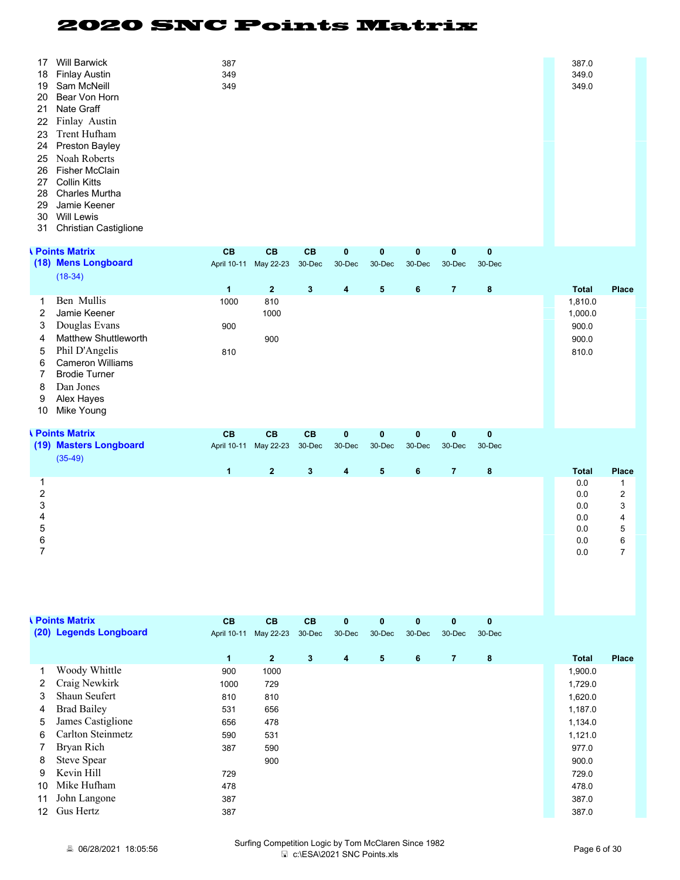# 2020 SNC Points Matrix

| # | Name | 1 | 2 | 3 | 4 | 5 | 6 | 7 | 8 | Total | Place |
|---|---|---|---|---|---|---|---|---|---|---|---|
| 17 | Will Barwick | 387 | | | | | | | | 387.0 | |
| 18 | Finlay Austin | 349 | | | | | | | | 349.0 | |
| 19 | Sam McNeill | 349 | | | | | | | | 349.0 | |
| 20 | Bear Von Horn | | | | | | | | | | |
| 21 | Nate Graff | | | | | | | | | | |
| 22 | Finlay Austin | | | | | | | | | | |
| 23 | Trent Hufham | | | | | | | | | | |
| 24 | Preston Bayley | | | | | | | | | | |
| 25 | Noah Roberts | | | | | | | | | | |
| 26 | Fisher McClain | | | | | | | | | | |
| 27 | Collin Kitts | | | | | | | | | | |
| 28 | Charles Murtha | | | | | | | | | | |
| 29 | Jamie Keener | | | | | | | | | | |
| 30 | Will Lewis | | | | | | | | | | |
| 31 | Christian Castiglione | | | | | | | | | | |

## A Points Matrix — (18) Mens Longboard (18-34)

| | | CB | CB | CB | 0 | 0 | 0 | 0 | 0 | | |
|---|---|---|---|---|---|---|---|---|---|---|---|
| | | April 10-11 | May 22-23 | 30-Dec | 30-Dec | 30-Dec | 30-Dec | 30-Dec | 30-Dec | | |
| # | Name | 1 | 2 | 3 | 4 | 5 | 6 | 7 | 8 | Total | Place |
| 1 | Ben Mullis | 1000 | 810 | | | | | | | 1,810.0 | |
| 2 | Jamie Keener | | 1000 | | | | | | | 1,000.0 | |
| 3 | Douglas Evans | 900 | | | | | | | | 900.0 | |
| 4 | Matthew Shuttleworth | | 900 | | | | | | | 900.0 | |
| 5 | Phil D'Angelis | 810 | | | | | | | | 810.0 | |
| 6 | Cameron Williams | | | | | | | | | | |
| 7 | Brodie Turner | | | | | | | | | | |
| 8 | Dan Jones | | | | | | | | | | |
| 9 | Alex Hayes | | | | | | | | | | |
| 10 | Mike Young | | | | | | | | | | |

## A Points Matrix — (19) Masters Longboard (35-49)

| | | CB | CB | CB | 0 | 0 | 0 | 0 | 0 | | |
|---|---|---|---|---|---|---|---|---|---|---|---|
| | | April 10-11 | May 22-23 | 30-Dec | 30-Dec | 30-Dec | 30-Dec | 30-Dec | 30-Dec | | |
| # | Name | 1 | 2 | 3 | 4 | 5 | 6 | 7 | 8 | Total | Place |
| 1 | | | | | | | | | | 0.0 | 1 |
| 2 | | | | | | | | | | 0.0 | 2 |
| 3 | | | | | | | | | | 0.0 | 3 |
| 4 | | | | | | | | | | 0.0 | 4 |
| 5 | | | | | | | | | | 0.0 | 5 |
| 6 | | | | | | | | | | 0.0 | 6 |
| 7 | | | | | | | | | | 0.0 | 7 |

## A Points Matrix — (20) Legends Longboard

| | | CB | CB | CB | 0 | 0 | 0 | 0 | 0 | | |
|---|---|---|---|---|---|---|---|---|---|---|---|
| | | April 10-11 | May 22-23 | 30-Dec | 30-Dec | 30-Dec | 30-Dec | 30-Dec | 30-Dec | | |
| # | Name | 1 | 2 | 3 | 4 | 5 | 6 | 7 | 8 | Total | Place |
| 1 | Woody Whittle | 900 | 1000 | | | | | | | 1,900.0 | |
| 2 | Craig Newkirk | 1000 | 729 | | | | | | | 1,729.0 | |
| 3 | Shaun Seufert | 810 | 810 | | | | | | | 1,620.0 | |
| 4 | Brad Bailey | 531 | 656 | | | | | | | 1,187.0 | |
| 5 | James Castiglione | 656 | 478 | | | | | | | 1,134.0 | |
| 6 | Carlton Steinmetz | 590 | 531 | | | | | | | 1,121.0 | |
| 7 | Bryan Rich | 387 | 590 | | | | | | | 977.0 | |
| 8 | Steve Spear | | 900 | | | | | | | 900.0 | |
| 9 | Kevin Hill | 729 | | | | | | | | 729.0 | |
| 10 | Mike Hufham | 478 | | | | | | | | 478.0 | |
| 11 | John Langone | 387 | | | | | | | | 387.0 | |
| 12 | Gus Hertz | 387 | | | | | | | | 387.0 | |

06/28/2021 18:05:56 — Surfing Competition Logic by Tom McClaren Since 1982 — c:\ESA\2021 SNC Points.xls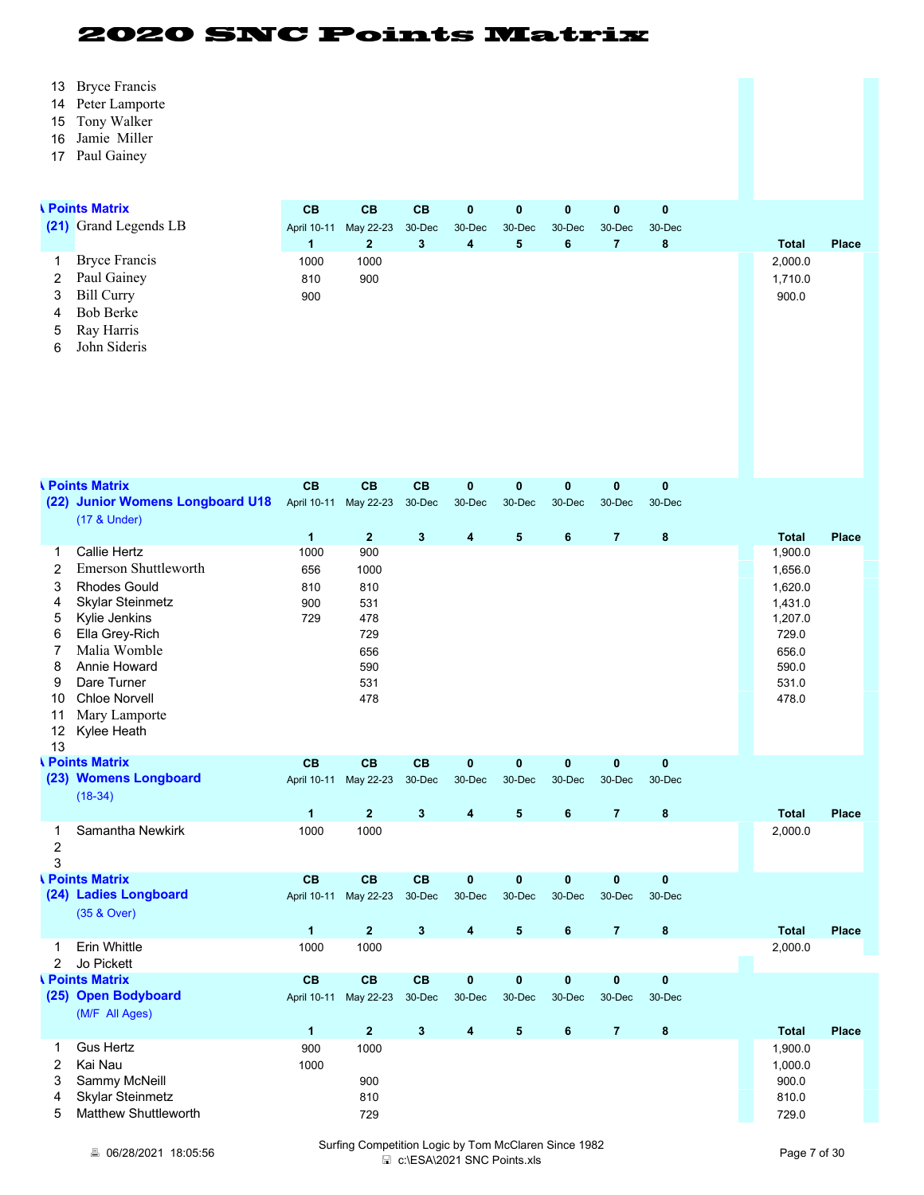# 2020 SNC Points Matrix

| | | | | | | | | | | | |
|---|---|---|---|---|---|---|---|---|---|---|---|
| 13 | Bryce Francis | | | | | | | | | | |
| 14 | Peter Lamporte | | | | | | | | | | |
| 15 | Tony Walker | | | | | | | | | | |
| 16 | Jamie Miller | | | | | | | | | | |
| 17 | Paul Gainey | | | | | | | | | | |

**A Points Matrix**

| (21) | Grand Legends LB | CB April 10-11 | CB May 22-23 | CB 30-Dec | 0 30-Dec | 0 30-Dec | 0 30-Dec | 0 30-Dec | 0 30-Dec | | |
|---|---|---|---|---|---|---|---|---|---|---|---|
| | | 1 | 2 | 3 | 4 | 5 | 6 | 7 | 8 | Total | Place |
| 1 | Bryce Francis | 1000 | 1000 | | | | | | | 2,000.0 | |
| 2 | Paul Gainey | 810 | 900 | | | | | | | 1,710.0 | |
| 3 | Bill Curry | 900 | | | | | | | | 900.0 | |
| 4 | Bob Berke | | | | | | | | | | |
| 5 | Ray Harris | | | | | | | | | | |
| 6 | John Sideris | | | | | | | | | | |

**A Points Matrix**

| (22) | Junior Womens Longboard U18 (17 & Under) | CB April 10-11 | CB May 22-23 | CB 30-Dec | 0 30-Dec | 0 30-Dec | 0 30-Dec | 0 30-Dec | 0 30-Dec | | |
|---|---|---|---|---|---|---|---|---|---|---|---|
| | | 1 | 2 | 3 | 4 | 5 | 6 | 7 | 8 | Total | Place |
| 1 | Callie Hertz | 1000 | 900 | | | | | | | 1,900.0 | |
| 2 | Emerson Shuttleworth | 656 | 1000 | | | | | | | 1,656.0 | |
| 3 | Rhodes Gould | 810 | 810 | | | | | | | 1,620.0 | |
| 4 | Skylar Steinmetz | 900 | 531 | | | | | | | 1,431.0 | |
| 5 | Kylie Jenkins | 729 | 478 | | | | | | | 1,207.0 | |
| 6 | Ella Grey-Rich | | 729 | | | | | | | 729.0 | |
| 7 | Malia Womble | | 656 | | | | | | | 656.0 | |
| 8 | Annie Howard | | 590 | | | | | | | 590.0 | |
| 9 | Dare Turner | | 531 | | | | | | | 531.0 | |
| 10 | Chloe Norvell | | 478 | | | | | | | 478.0 | |
| 11 | Mary Lamporte | | | | | | | | | | |
| 12 | Kylee Heath | | | | | | | | | | |
| 13 | | | | | | | | | | | |

**A Points Matrix**

| (23) | Womens Longboard (18-34) | CB April 10-11 | CB May 22-23 | CB 30-Dec | 0 30-Dec | 0 30-Dec | 0 30-Dec | 0 30-Dec | 0 30-Dec | | |
|---|---|---|---|---|---|---|---|---|---|---|---|
| | | 1 | 2 | 3 | 4 | 5 | 6 | 7 | 8 | Total | Place |
| 1 | Samantha Newkirk | 1000 | 1000 | | | | | | | 2,000.0 | |
| 2 | | | | | | | | | | | |
| 3 | | | | | | | | | | | |

**A Points Matrix**

| (24) | Ladies Longboard (35 & Over) | CB April 10-11 | CB May 22-23 | CB 30-Dec | 0 30-Dec | 0 30-Dec | 0 30-Dec | 0 30-Dec | 0 30-Dec | | |
|---|---|---|---|---|---|---|---|---|---|---|---|
| | | 1 | 2 | 3 | 4 | 5 | 6 | 7 | 8 | Total | Place |
| 1 | Erin Whittle | 1000 | 1000 | | | | | | | 2,000.0 | |
| 2 | Jo Pickett | | | | | | | | | | |

**A Points Matrix**

| (25) | Open Bodyboard (M/F All Ages) | CB April 10-11 | CB May 22-23 | CB 30-Dec | 0 30-Dec | 0 30-Dec | 0 30-Dec | 0 30-Dec | 0 30-Dec | | |
|---|---|---|---|---|---|---|---|---|---|---|---|
| | | 1 | 2 | 3 | 4 | 5 | 6 | 7 | 8 | Total | Place |
| 1 | Gus Hertz | 900 | 1000 | | | | | | | 1,900.0 | |
| 2 | Kai Nau | 1000 | | | | | | | | 1,000.0 | |
| 3 | Sammy McNeill | | 900 | | | | | | | 900.0 | |
| 4 | Skylar Steinmetz | | 810 | | | | | | | 810.0 | |
| 5 | Matthew Shuttleworth | | 729 | | | | | | | 729.0 | |

06/28/2021 18:05:56 — Surfing Competition Logic by Tom McClaren Since 1982 — c:\ESA\2021 SNC Points.xls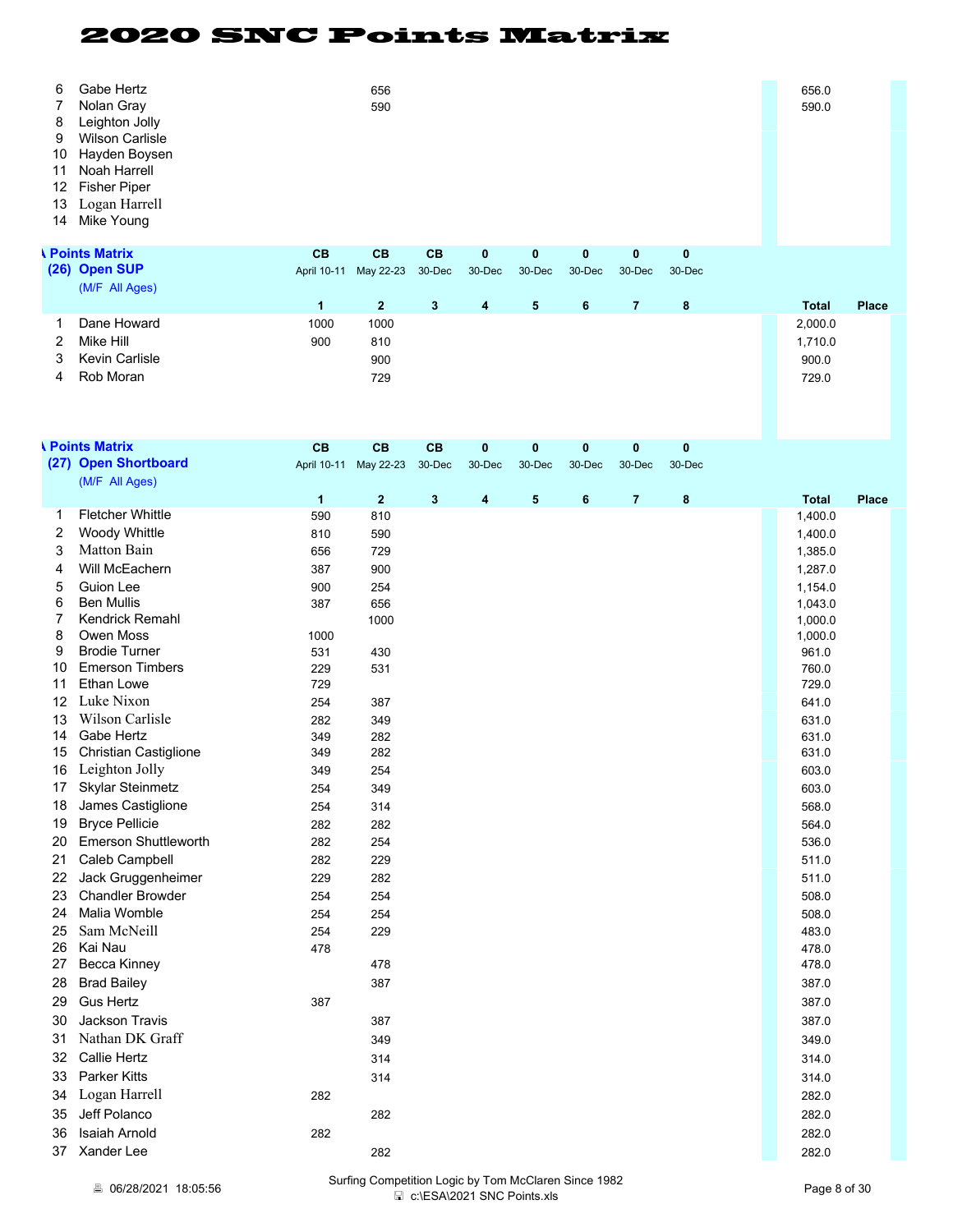# 2020 SNC Points Matrix

| | | 1 | 2 | 3 | 4 | 5 | 6 | 7 | 8 | Total | Place |
|---|---|---|---|---|---|---|---|---|---|---|---|
| 6 | Gabe Hertz | | 656 | | | | | | | 656.0 | |
| 7 | Nolan Gray | | 590 | | | | | | | 590.0 | |
| 8 | Leighton Jolly | | | | | | | | | | |
| 9 | Wilson Carlisle | | | | | | | | | | |
| 10 | Hayden Boysen | | | | | | | | | | |
| 11 | Noah Harrell | | | | | | | | | | |
| 12 | Fisher Piper | | | | | | | | | | |
| 13 | Logan Harrell | | | | | | | | | | |
| 14 | Mike Young | | | | | | | | | | |

**Points Matrix**
**(26) Open SUP**
(M/F All Ages)

| | | CB | CB | CB | 0 | 0 | 0 | 0 | 0 | | |
|---|---|---|---|---|---|---|---|---|---|---|---|
| | | April 10-11 | May 22-23 | 30-Dec | 30-Dec | 30-Dec | 30-Dec | 30-Dec | 30-Dec | | |
| | | 1 | 2 | 3 | 4 | 5 | 6 | 7 | 8 | Total | Place |
| 1 | Dane Howard | 1000 | 1000 | | | | | | | 2,000.0 | |
| 2 | Mike Hill | 900 | 810 | | | | | | | 1,710.0 | |
| 3 | Kevin Carlisle | | 900 | | | | | | | 900.0 | |
| 4 | Rob Moran | | 729 | | | | | | | 729.0 | |

**Points Matrix**
**(27) Open Shortboard**
(M/F All Ages)

| | | CB | CB | CB | 0 | 0 | 0 | 0 | 0 | | |
|---|---|---|---|---|---|---|---|---|---|---|---|
| | | April 10-11 | May 22-23 | 30-Dec | 30-Dec | 30-Dec | 30-Dec | 30-Dec | 30-Dec | | |
| | | 1 | 2 | 3 | 4 | 5 | 6 | 7 | 8 | Total | Place |
| 1 | Fletcher Whittle | 590 | 810 | | | | | | | 1,400.0 | |
| 2 | Woody Whittle | 810 | 590 | | | | | | | 1,400.0 | |
| 3 | Matton Bain | 656 | 729 | | | | | | | 1,385.0 | |
| 4 | Will McEachern | 387 | 900 | | | | | | | 1,287.0 | |
| 5 | Guion Lee | 900 | 254 | | | | | | | 1,154.0 | |
| 6 | Ben Mullis | 387 | 656 | | | | | | | 1,043.0 | |
| 7 | Kendrick Remahl | | 1000 | | | | | | | 1,000.0 | |
| 8 | Owen Moss | 1000 | | | | | | | | 1,000.0 | |
| 9 | Brodie Turner | 531 | 430 | | | | | | | 961.0 | |
| 10 | Emerson Timbers | 229 | 531 | | | | | | | 760.0 | |
| 11 | Ethan Lowe | 729 | | | | | | | | 729.0 | |
| 12 | Luke Nixon | 254 | 387 | | | | | | | 641.0 | |
| 13 | Wilson Carlisle | 282 | 349 | | | | | | | 631.0 | |
| 14 | Gabe Hertz | 349 | 282 | | | | | | | 631.0 | |
| 15 | Christian Castiglione | 349 | 282 | | | | | | | 631.0 | |
| 16 | Leighton Jolly | 349 | 254 | | | | | | | 603.0 | |
| 17 | Skylar Steinmetz | 254 | 349 | | | | | | | 603.0 | |
| 18 | James Castiglione | 254 | 314 | | | | | | | 568.0 | |
| 19 | Bryce Pellicie | 282 | 282 | | | | | | | 564.0 | |
| 20 | Emerson Shuttleworth | 282 | 254 | | | | | | | 536.0 | |
| 21 | Caleb Campbell | 282 | 229 | | | | | | | 511.0 | |
| 22 | Jack Gruggenheimer | 229 | 282 | | | | | | | 511.0 | |
| 23 | Chandler Browder | 254 | 254 | | | | | | | 508.0 | |
| 24 | Malia Womble | 254 | 254 | | | | | | | 508.0 | |
| 25 | Sam McNeill | 254 | 229 | | | | | | | 483.0 | |
| 26 | Kai Nau | 478 | | | | | | | | 478.0 | |
| 27 | Becca Kinney | | 478 | | | | | | | 478.0 | |
| 28 | Brad Bailey | | 387 | | | | | | | 387.0 | |
| 29 | Gus Hertz | 387 | | | | | | | | 387.0 | |
| 30 | Jackson Travis | | 387 | | | | | | | 387.0 | |
| 31 | Nathan DK Graff | | 349 | | | | | | | 349.0 | |
| 32 | Callie Hertz | | 314 | | | | | | | 314.0 | |
| 33 | Parker Kitts | | 314 | | | | | | | 314.0 | |
| 34 | Logan Harrell | 282 | | | | | | | | 282.0 | |
| 35 | Jeff Polanco | | 282 | | | | | | | 282.0 | |
| 36 | Isaiah Arnold | 282 | | | | | | | | 282.0 | |
| 37 | Xander Lee | | 282 | | | | | | | 282.0 | |

06/28/2021 18:05:56 — Surfing Competition Logic by Tom McClaren Since 1982 — c:\ESA\2021 SNC Points.xls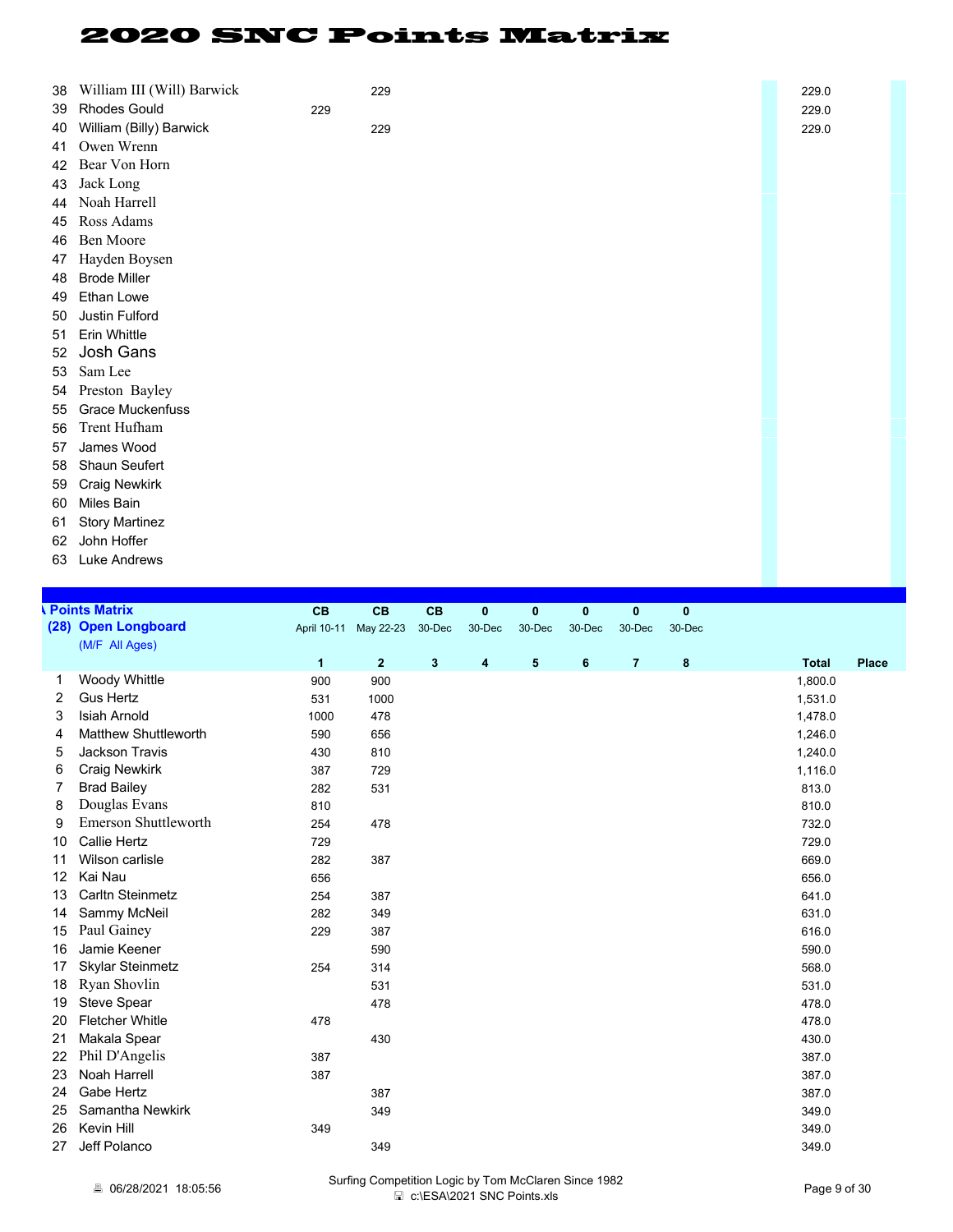# 2020 SNC Points Matrix

| # | Name | 1 | 2 | 3 | 4 | 5 | 6 | 7 | 8 | Total | Place |
|---|---|---|---|---|---|---|---|---|---|---|---|
| 38 | William III (Will) Barwick | | 229 | | | | | | | 229.0 | |
| 39 | Rhodes Gould | 229 | | | | | | | | 229.0 | |
| 40 | William (Billy) Barwick | | 229 | | | | | | | 229.0 | |
| 41 | Owen Wrenn | | | | | | | | | | |
| 42 | Bear Von Horn | | | | | | | | | | |
| 43 | Jack Long | | | | | | | | | | |
| 44 | Noah Harrell | | | | | | | | | | |
| 45 | Ross Adams | | | | | | | | | | |
| 46 | Ben Moore | | | | | | | | | | |
| 47 | Hayden Boysen | | | | | | | | | | |
| 48 | Brode Miller | | | | | | | | | | |
| 49 | Ethan Lowe | | | | | | | | | | |
| 50 | Justin Fulford | | | | | | | | | | |
| 51 | Erin Whittle | | | | | | | | | | |
| 52 | Josh Gans | | | | | | | | | | |
| 53 | Sam Lee | | | | | | | | | | |
| 54 | Preston Bayley | | | | | | | | | | |
| 55 | Grace Muckenfuss | | | | | | | | | | |
| 56 | Trent Hufham | | | | | | | | | | |
| 57 | James Wood | | | | | | | | | | |
| 58 | Shaun Seufert | | | | | | | | | | |
| 59 | Craig Newkirk | | | | | | | | | | |
| 60 | Miles Bain | | | | | | | | | | |
| 61 | Story Martinez | | | | | | | | | | |
| 62 | John Hoffer | | | | | | | | | | |
| 63 | Luke Andrews | | | | | | | | | | |

## Points Matrix
## (28) Open Longboard
(M/F All Ages)

| # | Name | CB April 10-11 | CB May 22-23 | CB 30-Dec | 0 30-Dec | 0 30-Dec | 0 30-Dec | 0 30-Dec | 0 30-Dec | | |
|---|---|---|---|---|---|---|---|---|---|---|---|
| | | 1 | 2 | 3 | 4 | 5 | 6 | 7 | 8 | Total | Place |
| 1 | Woody Whittle | 900 | 900 | | | | | | | 1,800.0 | |
| 2 | Gus Hertz | 531 | 1000 | | | | | | | 1,531.0 | |
| 3 | Isiah Arnold | 1000 | 478 | | | | | | | 1,478.0 | |
| 4 | Matthew Shuttleworth | 590 | 656 | | | | | | | 1,246.0 | |
| 5 | Jackson Travis | 430 | 810 | | | | | | | 1,240.0 | |
| 6 | Craig Newkirk | 387 | 729 | | | | | | | 1,116.0 | |
| 7 | Brad Bailey | 282 | 531 | | | | | | | 813.0 | |
| 8 | Douglas Evans | 810 | | | | | | | | 810.0 | |
| 9 | Emerson Shuttleworth | 254 | 478 | | | | | | | 732.0 | |
| 10 | Callie Hertz | 729 | | | | | | | | 729.0 | |
| 11 | Wilson carlisle | 282 | 387 | | | | | | | 669.0 | |
| 12 | Kai Nau | 656 | | | | | | | | 656.0 | |
| 13 | Carltn Steinmetz | 254 | 387 | | | | | | | 641.0 | |
| 14 | Sammy McNeil | 282 | 349 | | | | | | | 631.0 | |
| 15 | Paul Gainey | 229 | 387 | | | | | | | 616.0 | |
| 16 | Jamie Keener | | 590 | | | | | | | 590.0 | |
| 17 | Skylar Steinmetz | 254 | 314 | | | | | | | 568.0 | |
| 18 | Ryan Shovlin | | 531 | | | | | | | 531.0 | |
| 19 | Steve Spear | | 478 | | | | | | | 478.0 | |
| 20 | Fletcher Whitle | 478 | | | | | | | | 478.0 | |
| 21 | Makala Spear | | 430 | | | | | | | 430.0 | |
| 22 | Phil D'Angelis | 387 | | | | | | | | 387.0 | |
| 23 | Noah Harrell | 387 | | | | | | | | 387.0 | |
| 24 | Gabe Hertz | | 387 | | | | | | | 387.0 | |
| 25 | Samantha Newkirk | | 349 | | | | | | | 349.0 | |
| 26 | Kevin Hill | 349 | | | | | | | | 349.0 | |
| 27 | Jeff Polanco | | 349 | | | | | | | 349.0 | |

06/28/2021 18:05:56

Surfing Competition Logic by Tom McClaren Since 1982
c:\ESA\2021 SNC Points.xls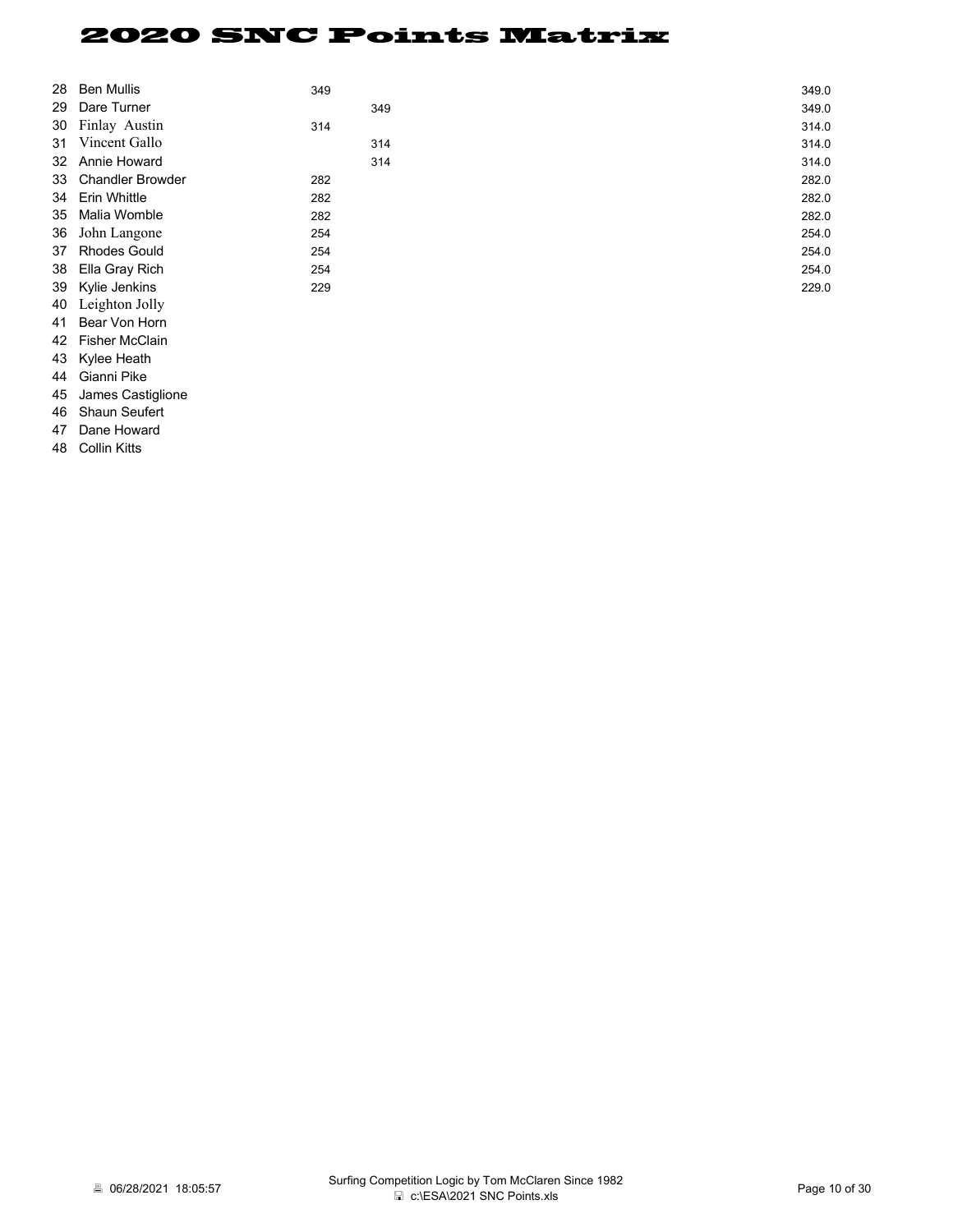# 2020 SNC Points Matrix

| # | Name | | | Total |
|---|---|---|---|---|
| 28 | Ben Mullis | 349 | | 349.0 |
| 29 | Dare Turner | | 349 | 349.0 |
| 30 | Finlay Austin | 314 | | 314.0 |
| 31 | Vincent Gallo | | 314 | 314.0 |
| 32 | Annie Howard | | 314 | 314.0 |
| 33 | Chandler Browder | 282 | | 282.0 |
| 34 | Erin Whittle | 282 | | 282.0 |
| 35 | Malia Womble | 282 | | 282.0 |
| 36 | John Langone | 254 | | 254.0 |
| 37 | Rhodes Gould | 254 | | 254.0 |
| 38 | Ella Gray Rich | 254 | | 254.0 |
| 39 | Kylie Jenkins | 229 | | 229.0 |
| 40 | Leighton Jolly | | | |
| 41 | Bear Von Horn | | | |
| 42 | Fisher McClain | | | |
| 43 | Kylee Heath | | | |
| 44 | Gianni Pike | | | |
| 45 | James Castiglione | | | |
| 46 | Shaun Seufert | | | |
| 47 | Dane Howard | | | |
| 48 | Collin Kitts | | | |

06/28/2021 18:05:57

Surfing Competition Logic by Tom McClaren Since 1982
c:\ESA\2021 SNC Points.xls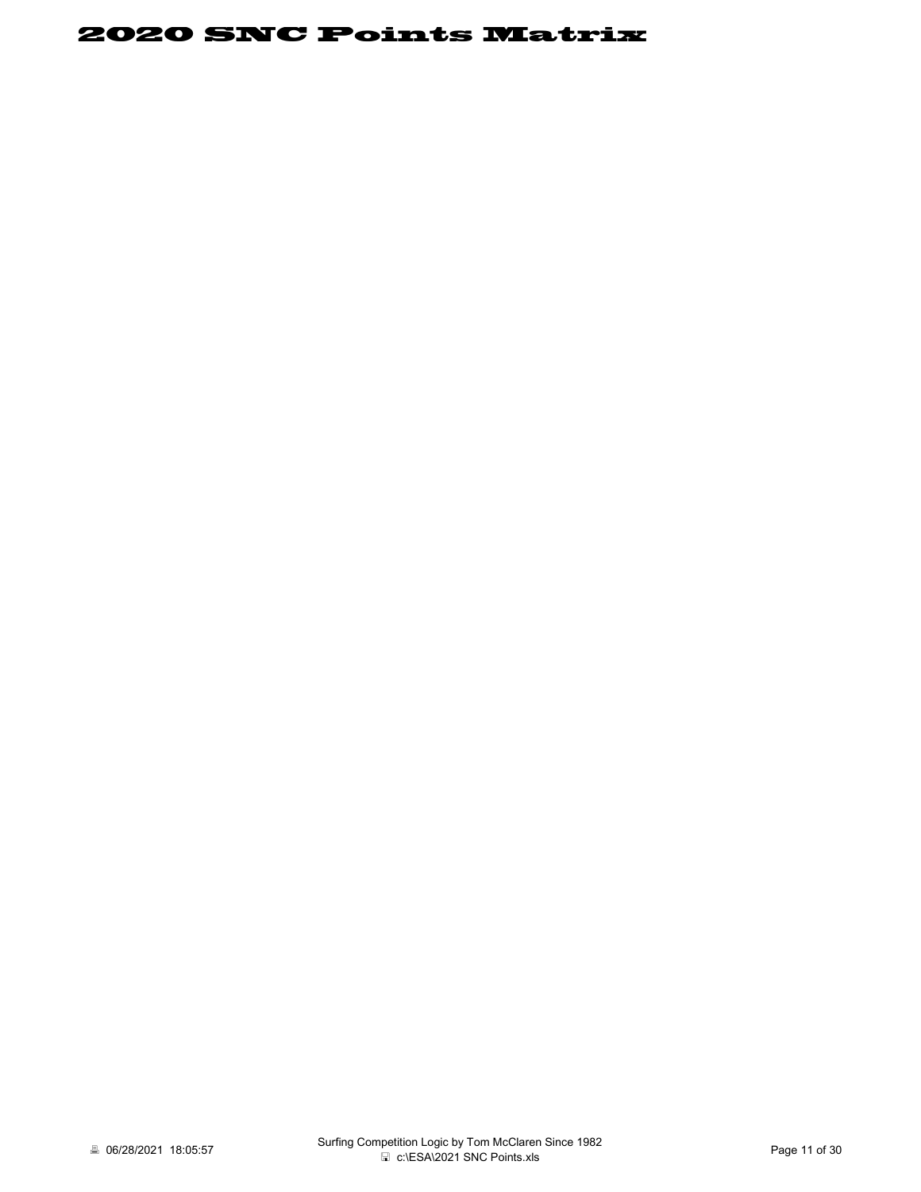# 2020 SNC Points Matrix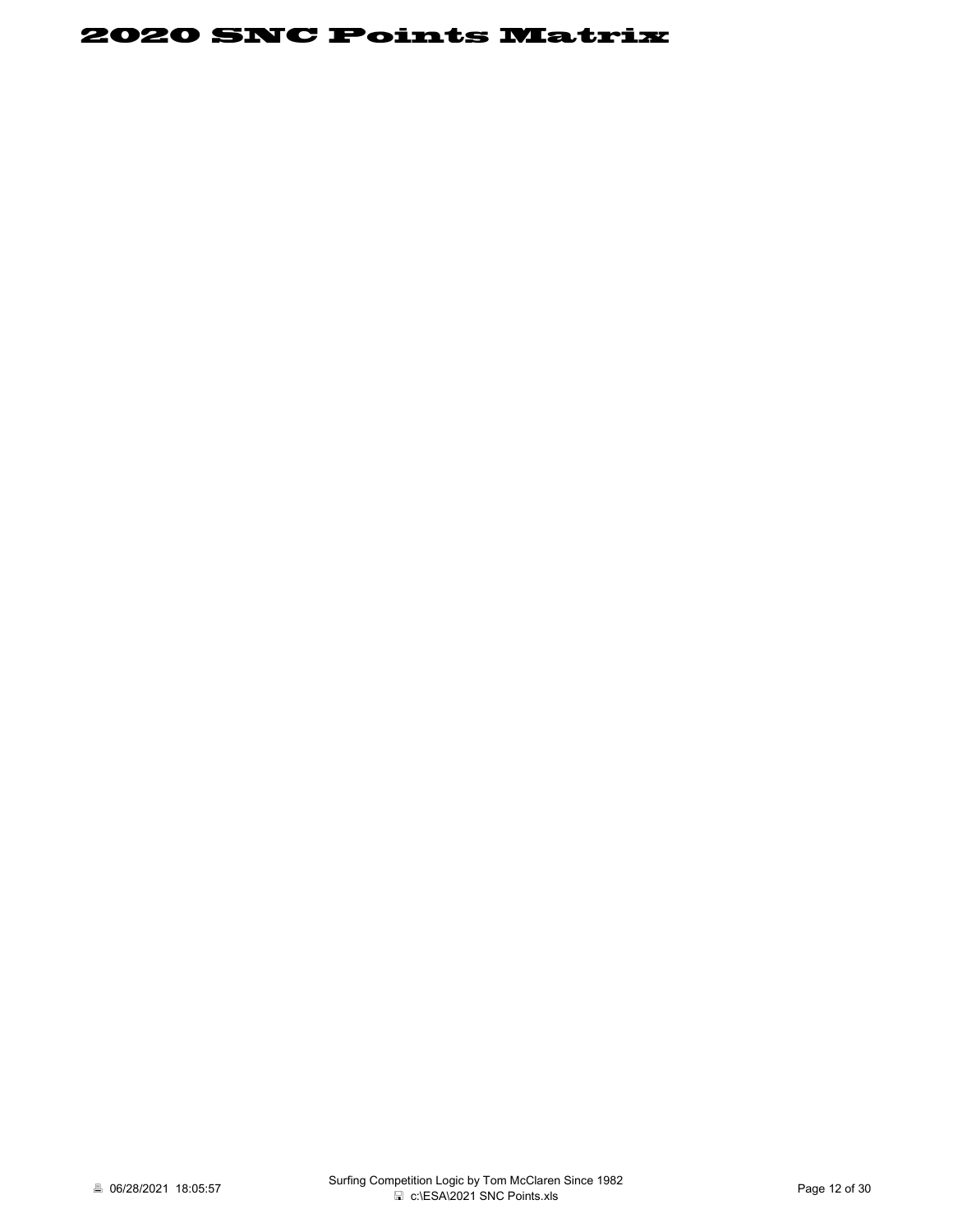# 2020 SNC Points Matrix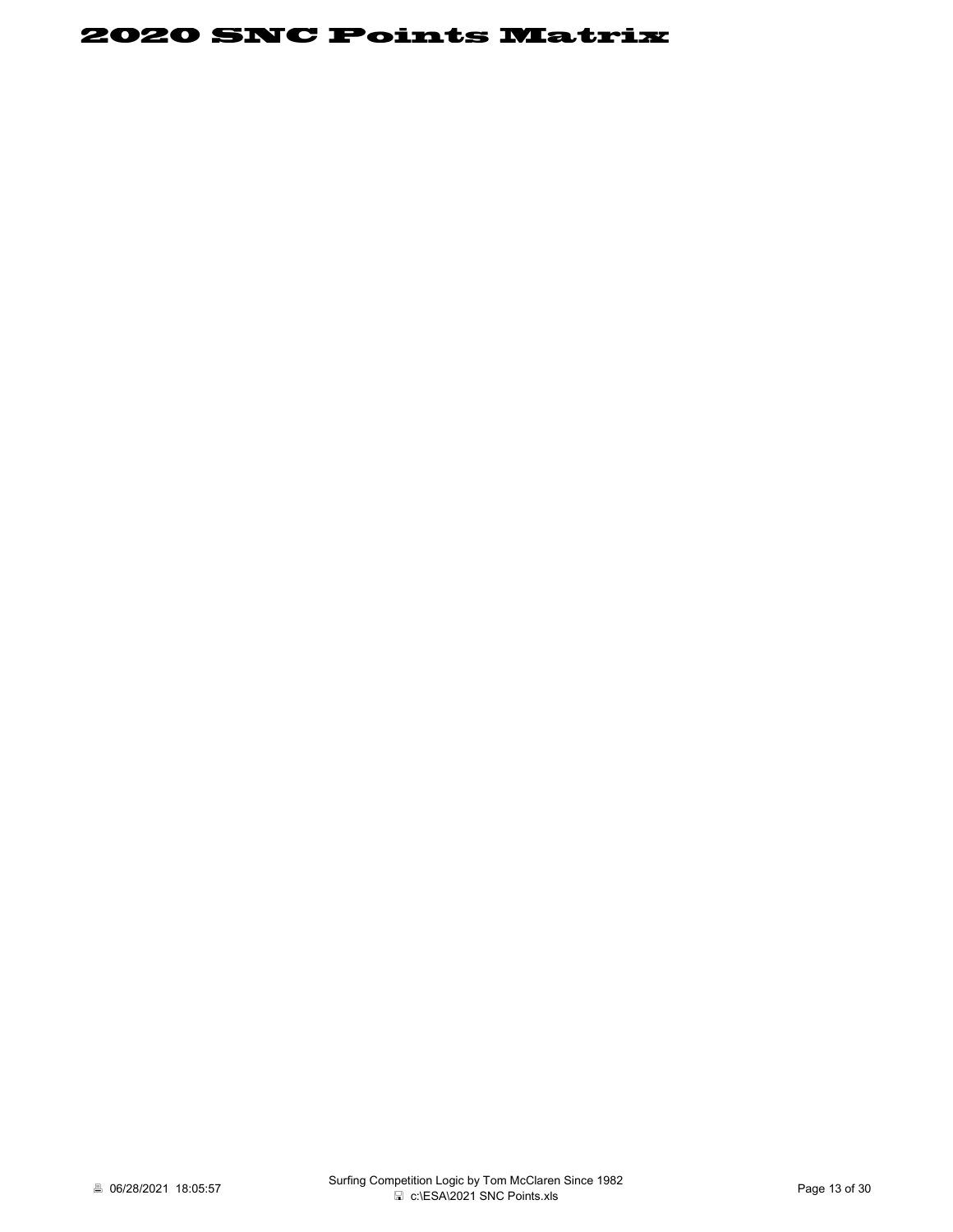# 2020 SNC Points Matrix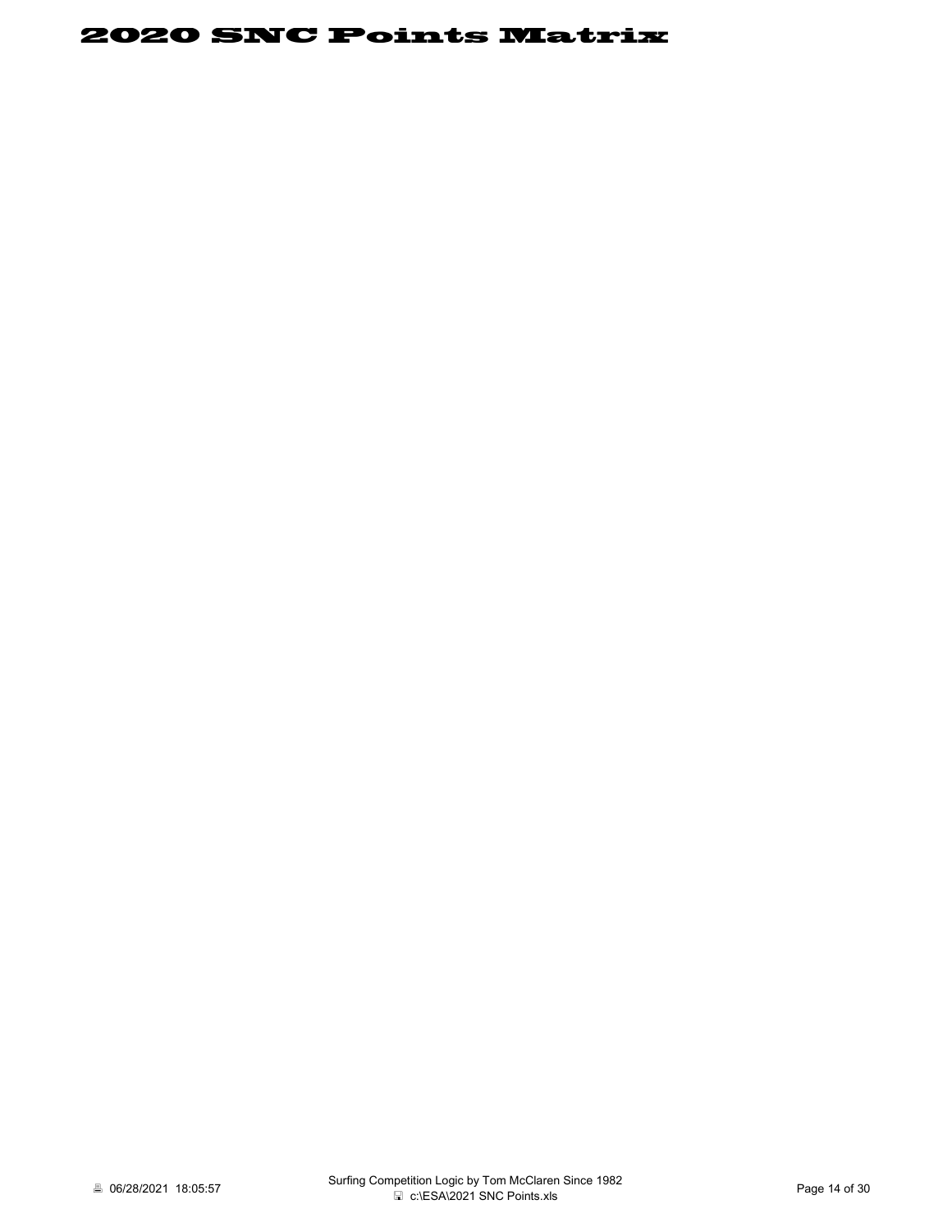# 2020 SNC Points Matrix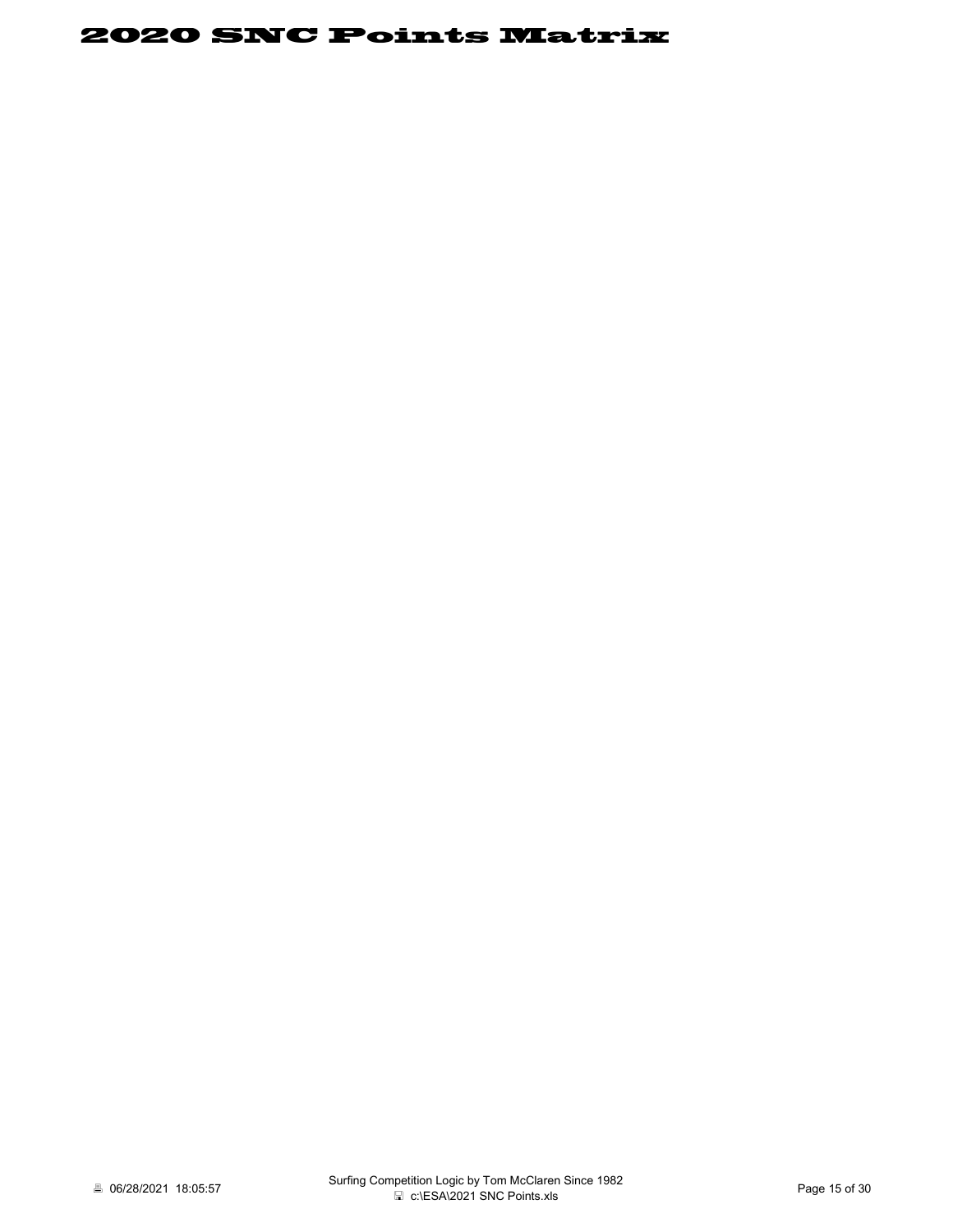# 2020 SNC Points Matrix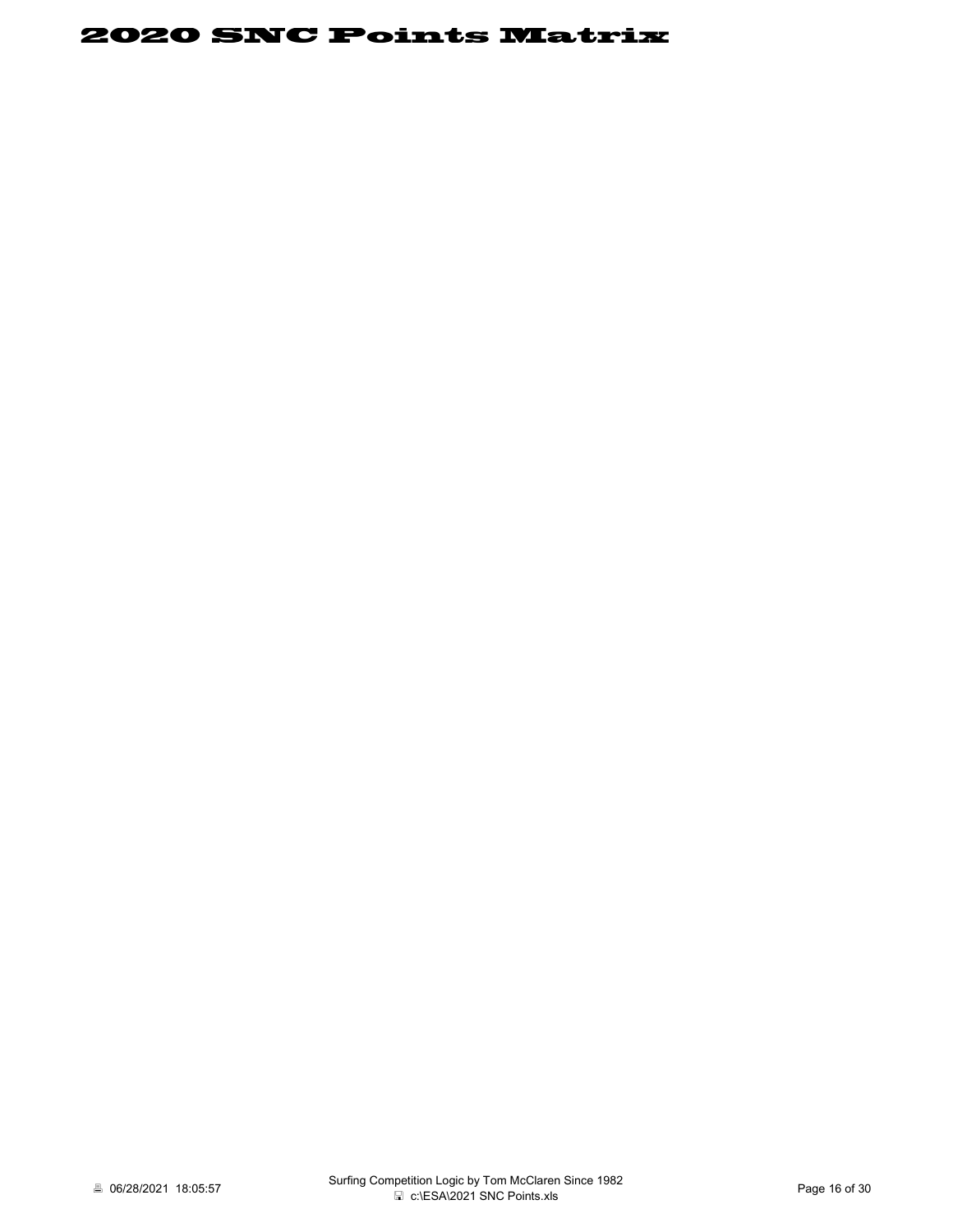# 2020 SNC Points Matrix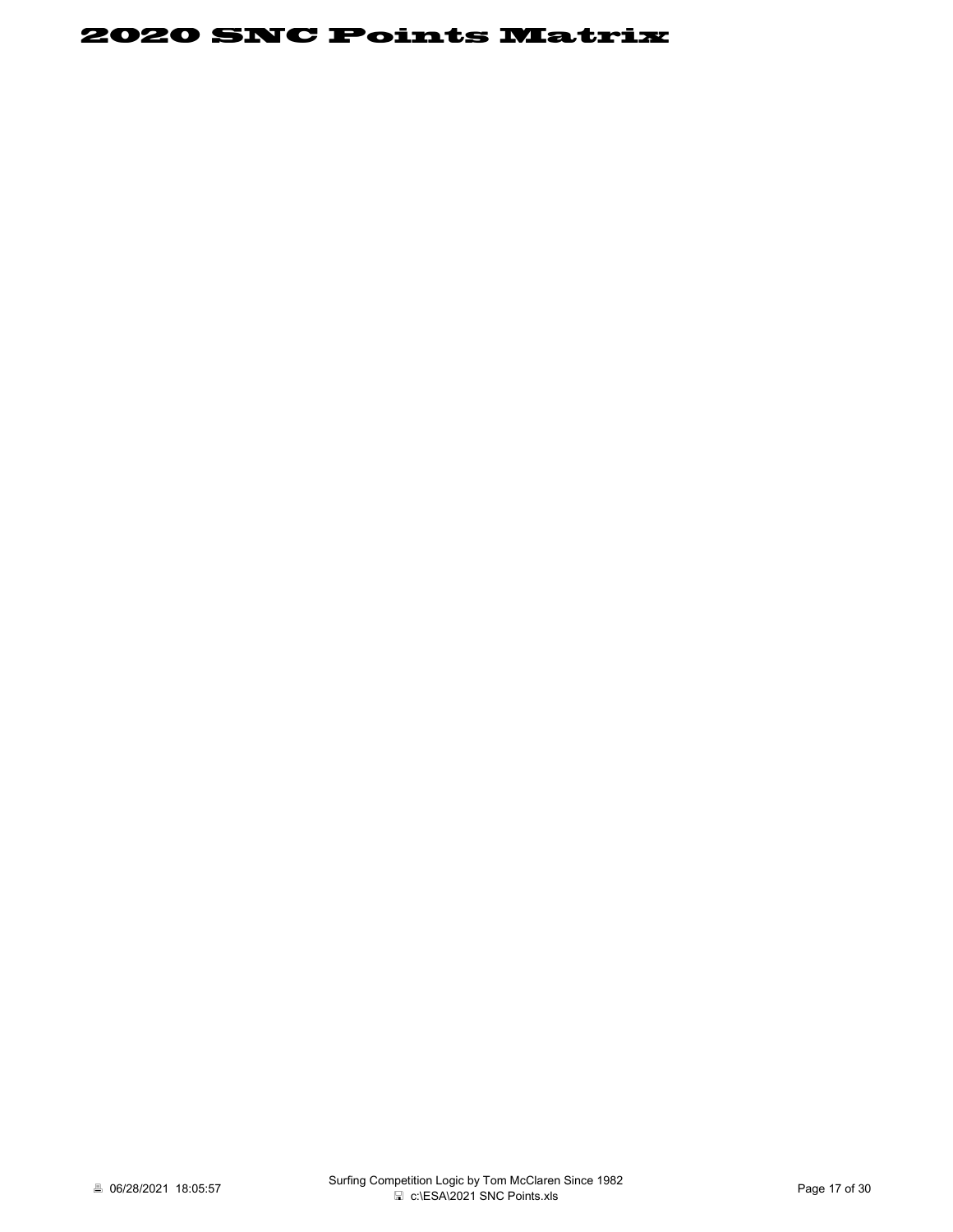# 2020 SNC Points Matrix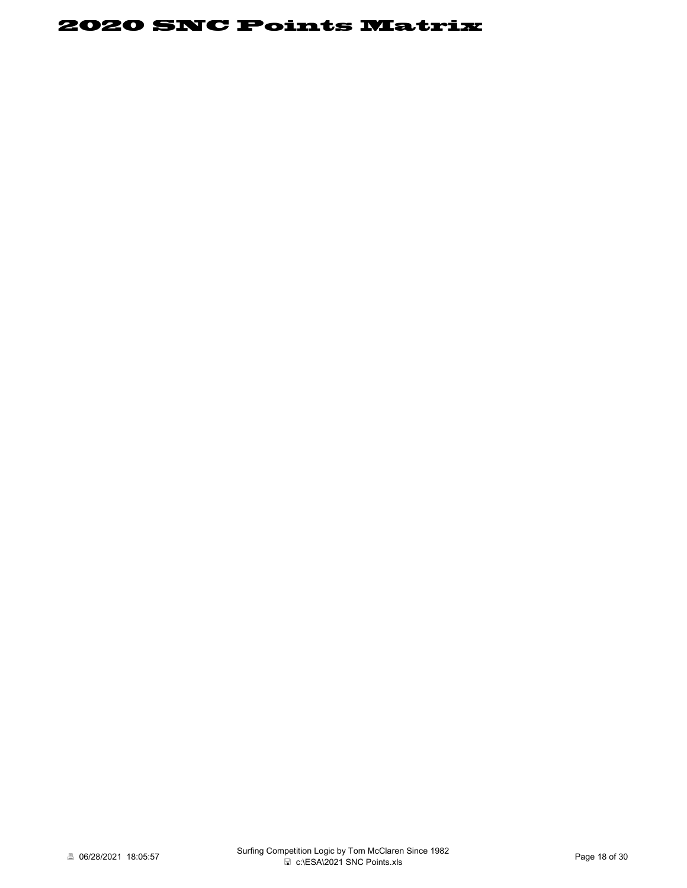# 2020 SNC Points Matrix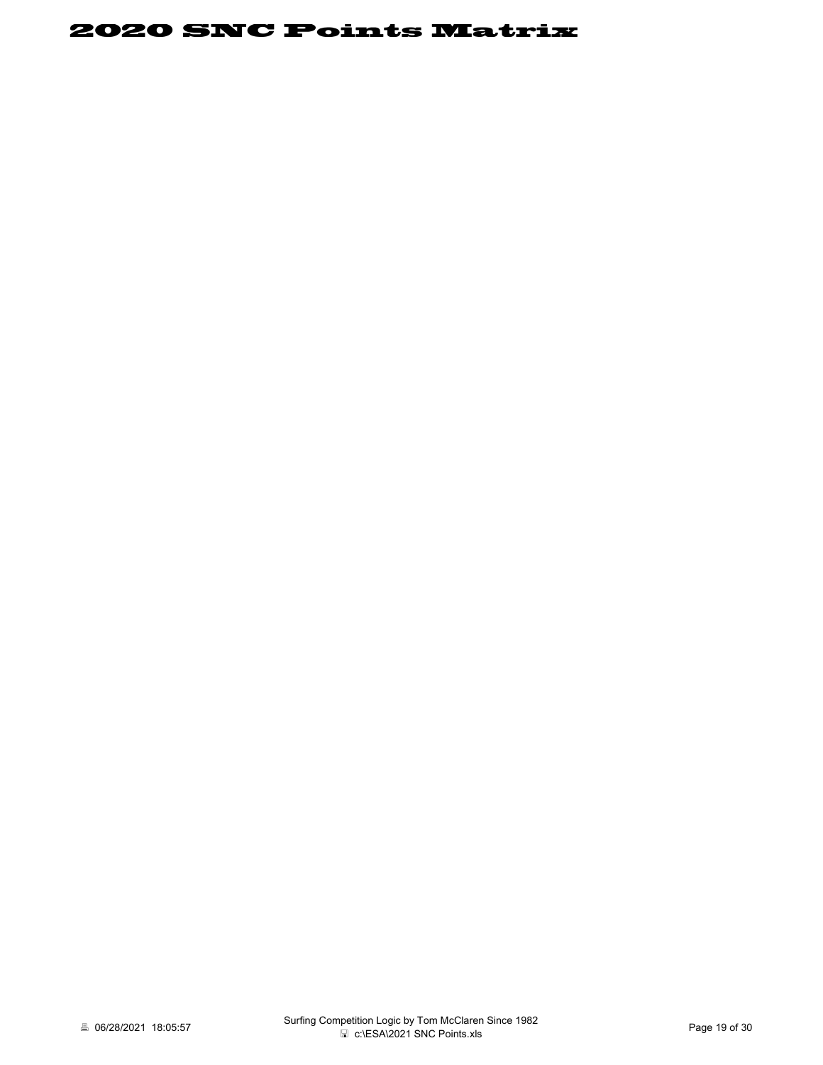# 2020 SNC Points Matrix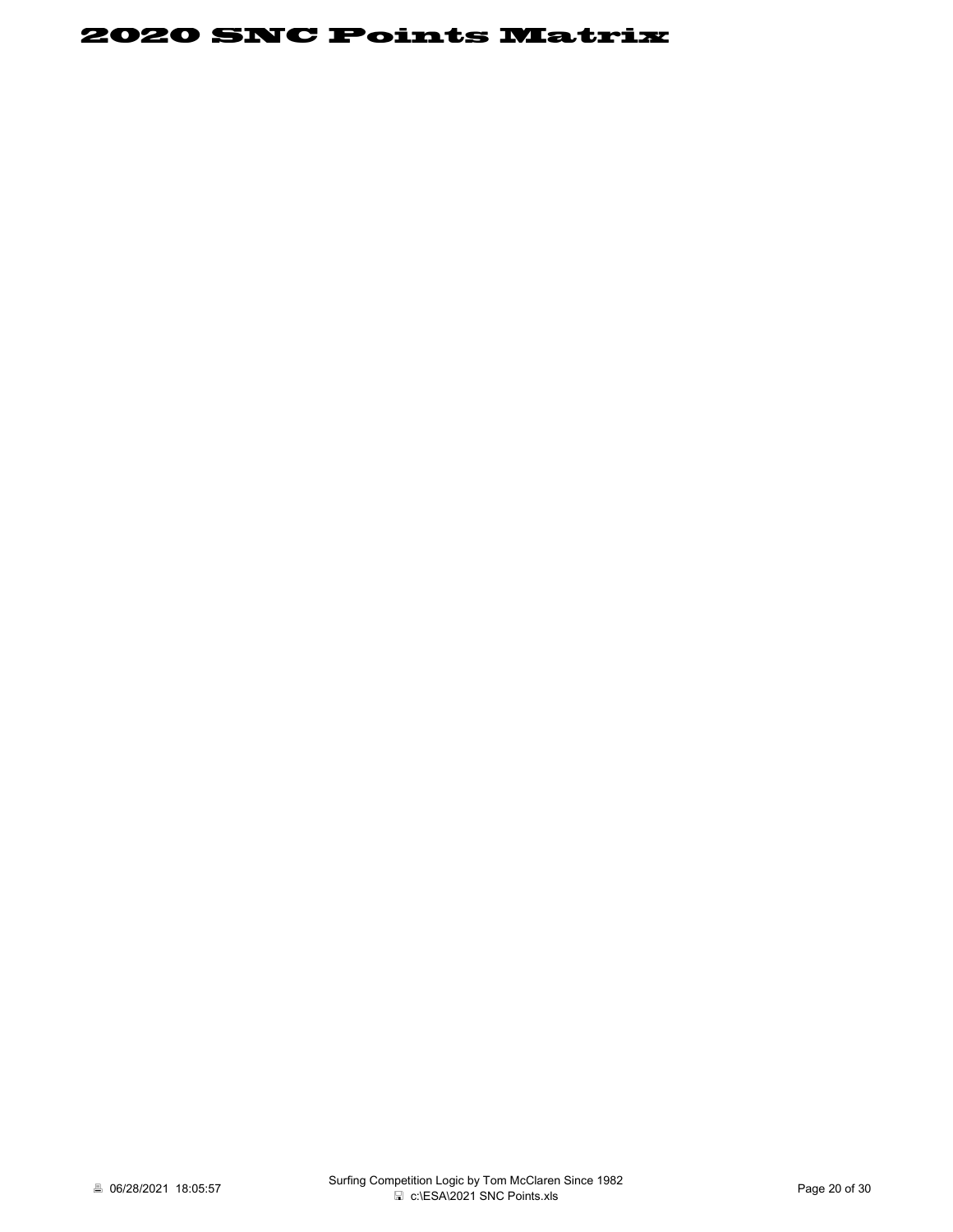# 2020 SNC Points Matrix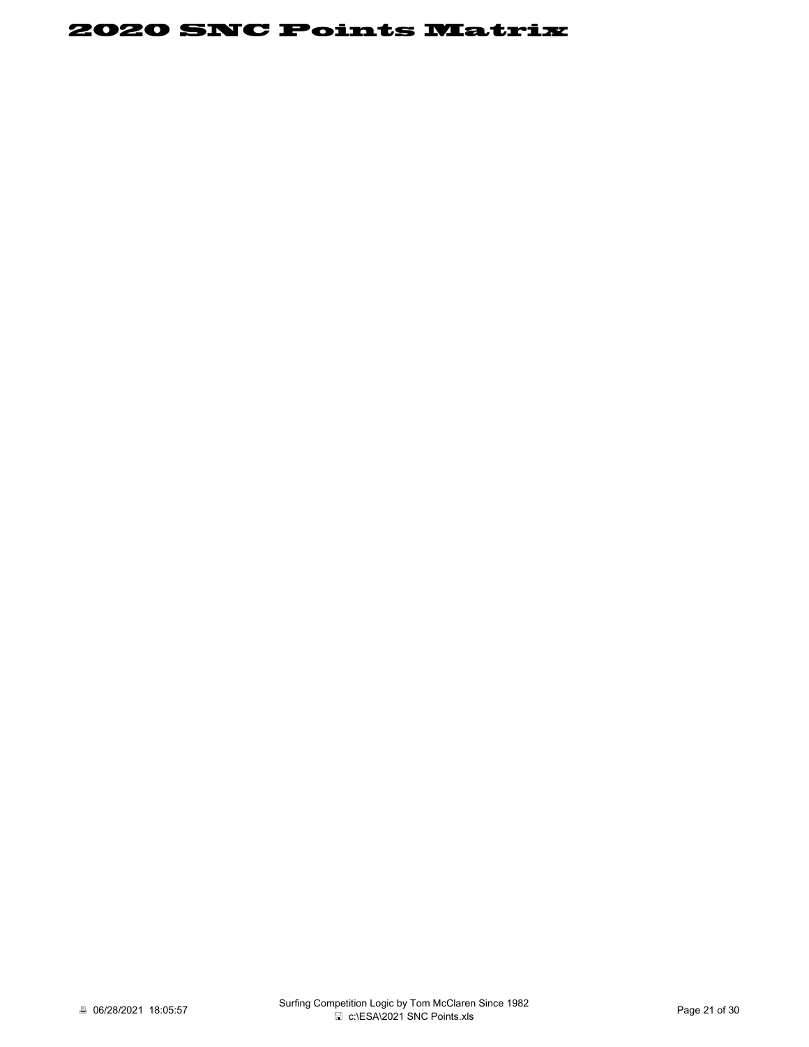# 2020 SNC Points Matrix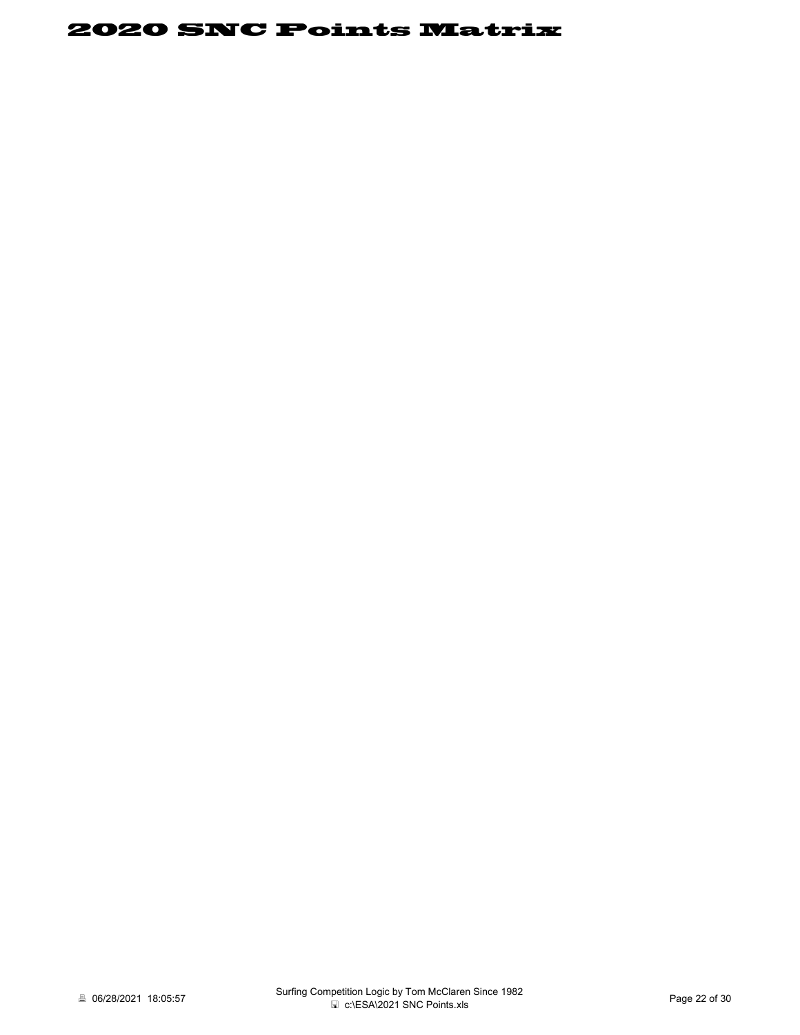# 2020 SNC Points Matrix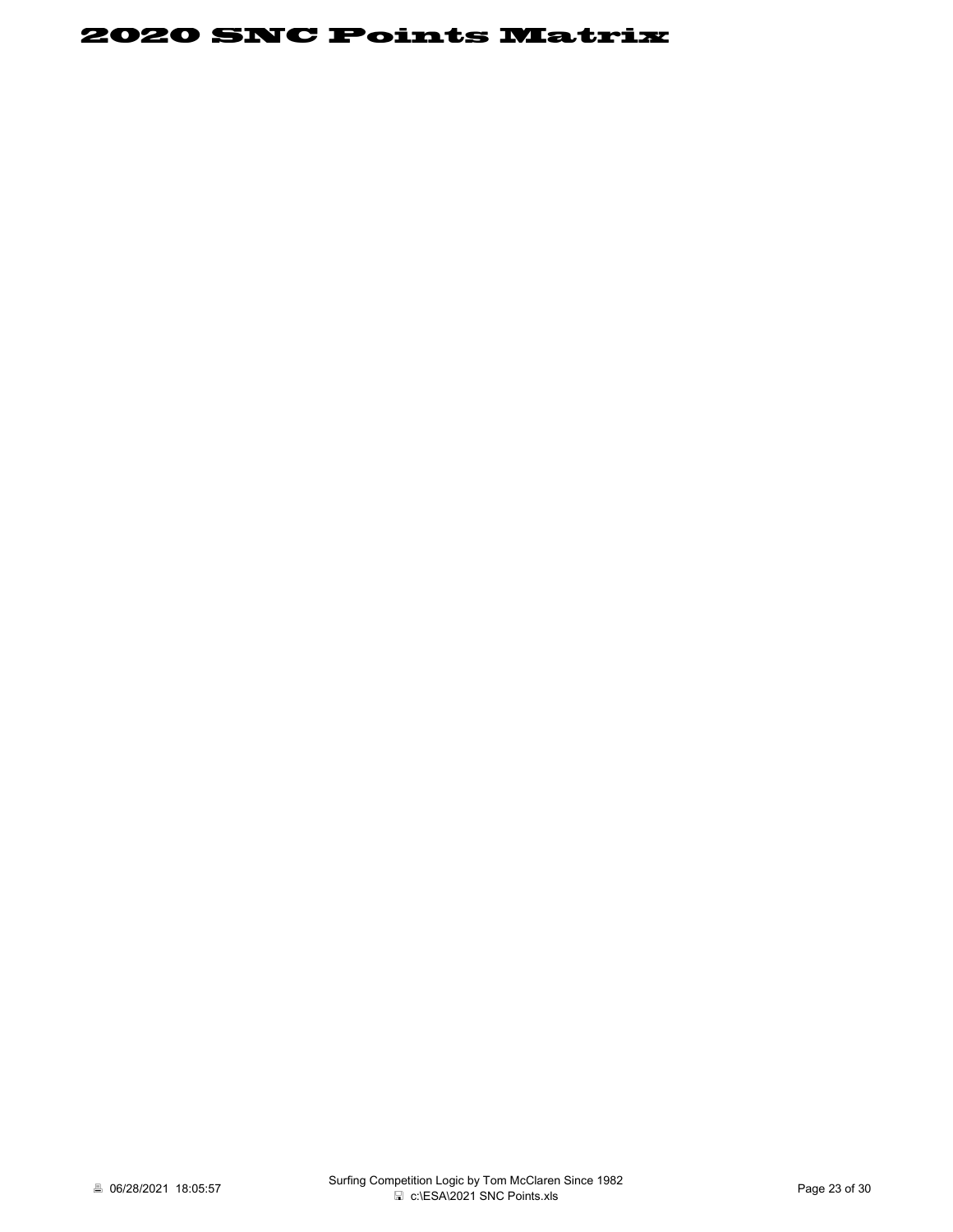# 2020 SNC Points Matrix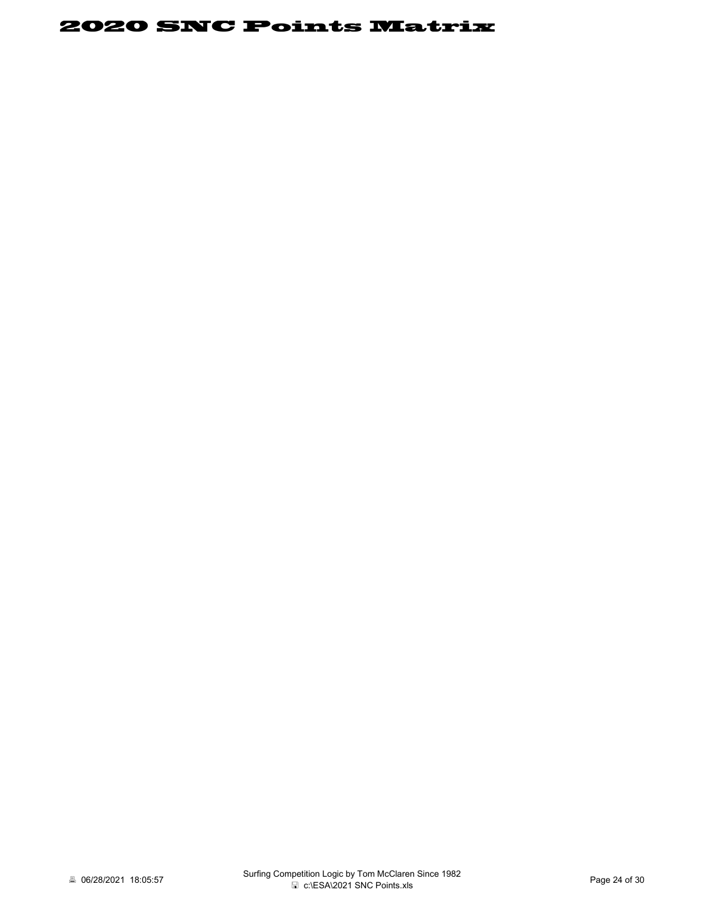# 2020 SNC Points Matrix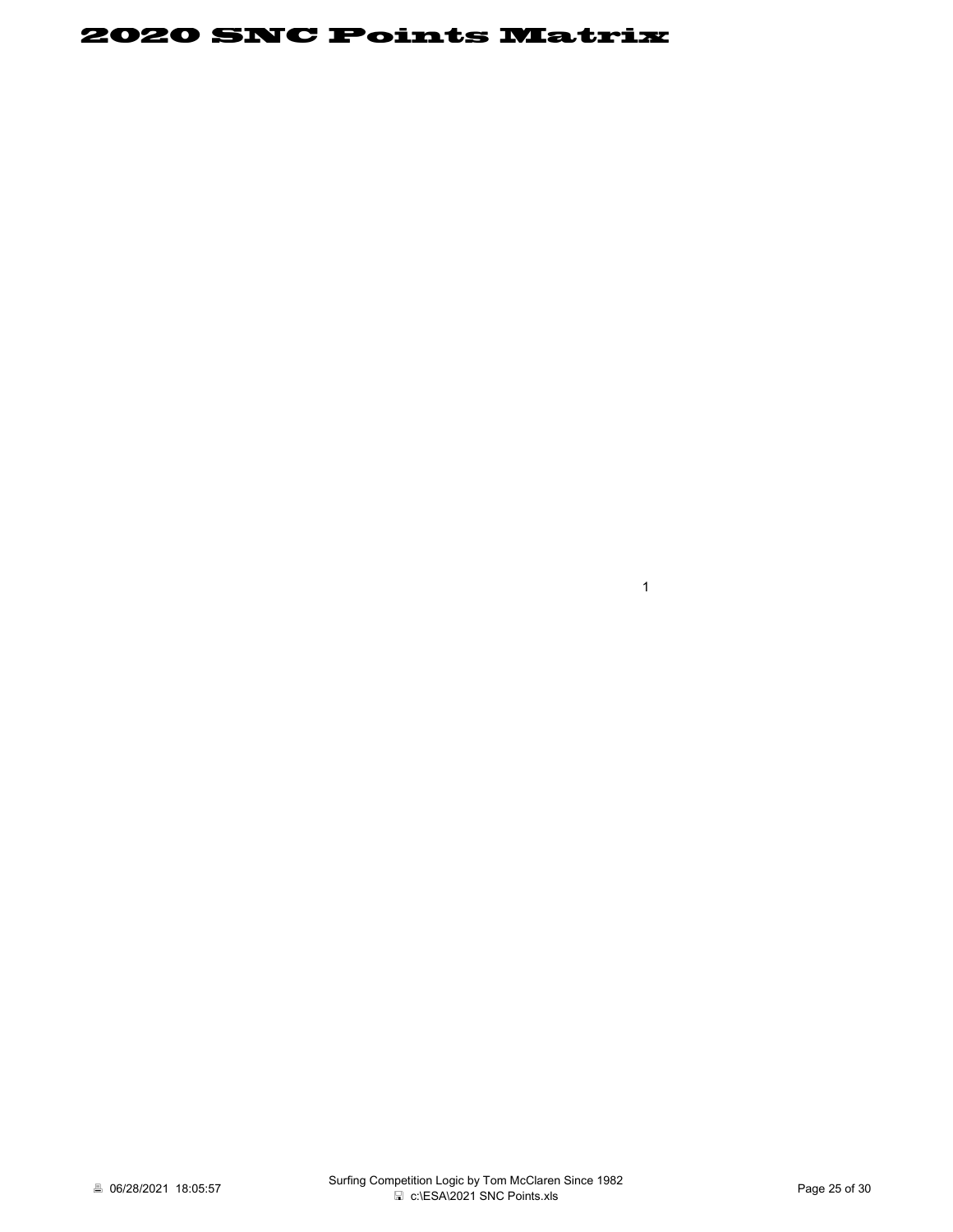# 2020 SNC Points Matrix

1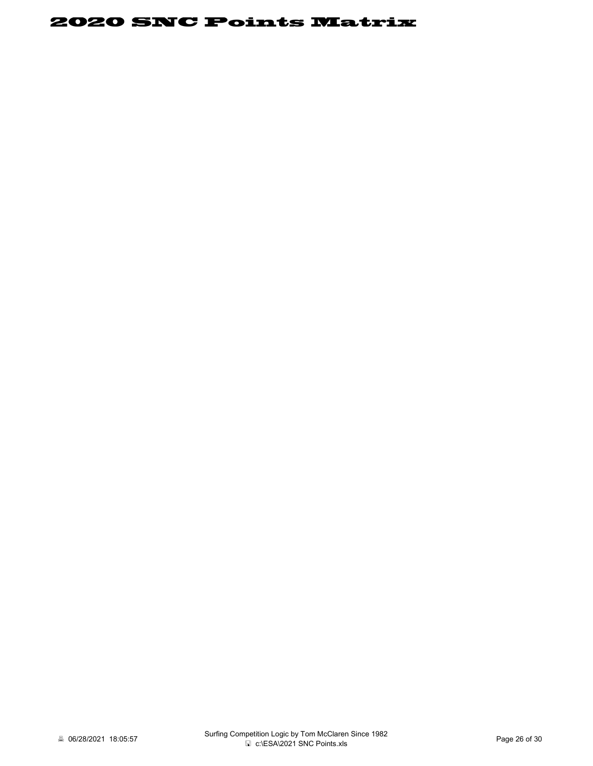# 2020 SNC Points Matrix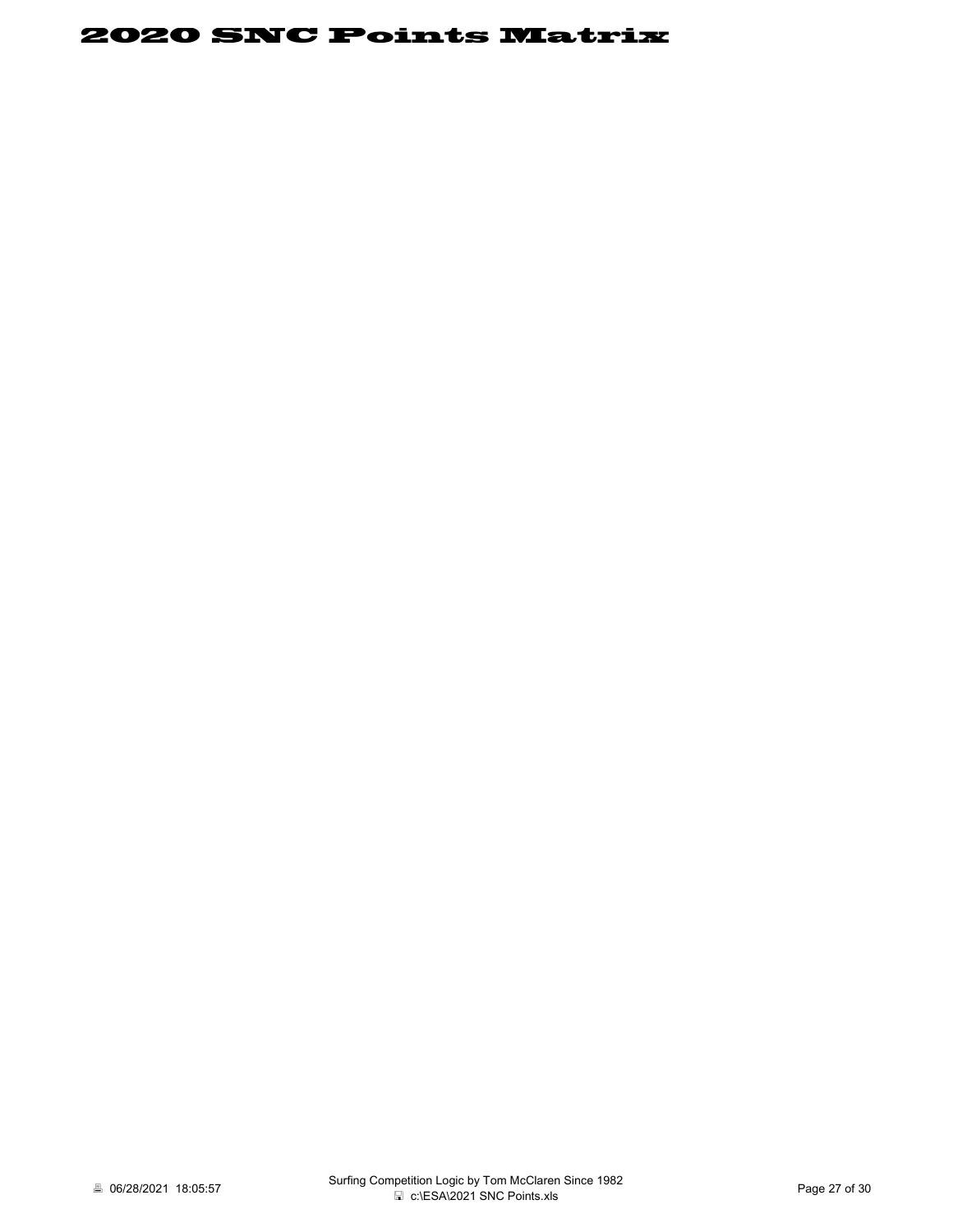# 2020 SNC Points Matrix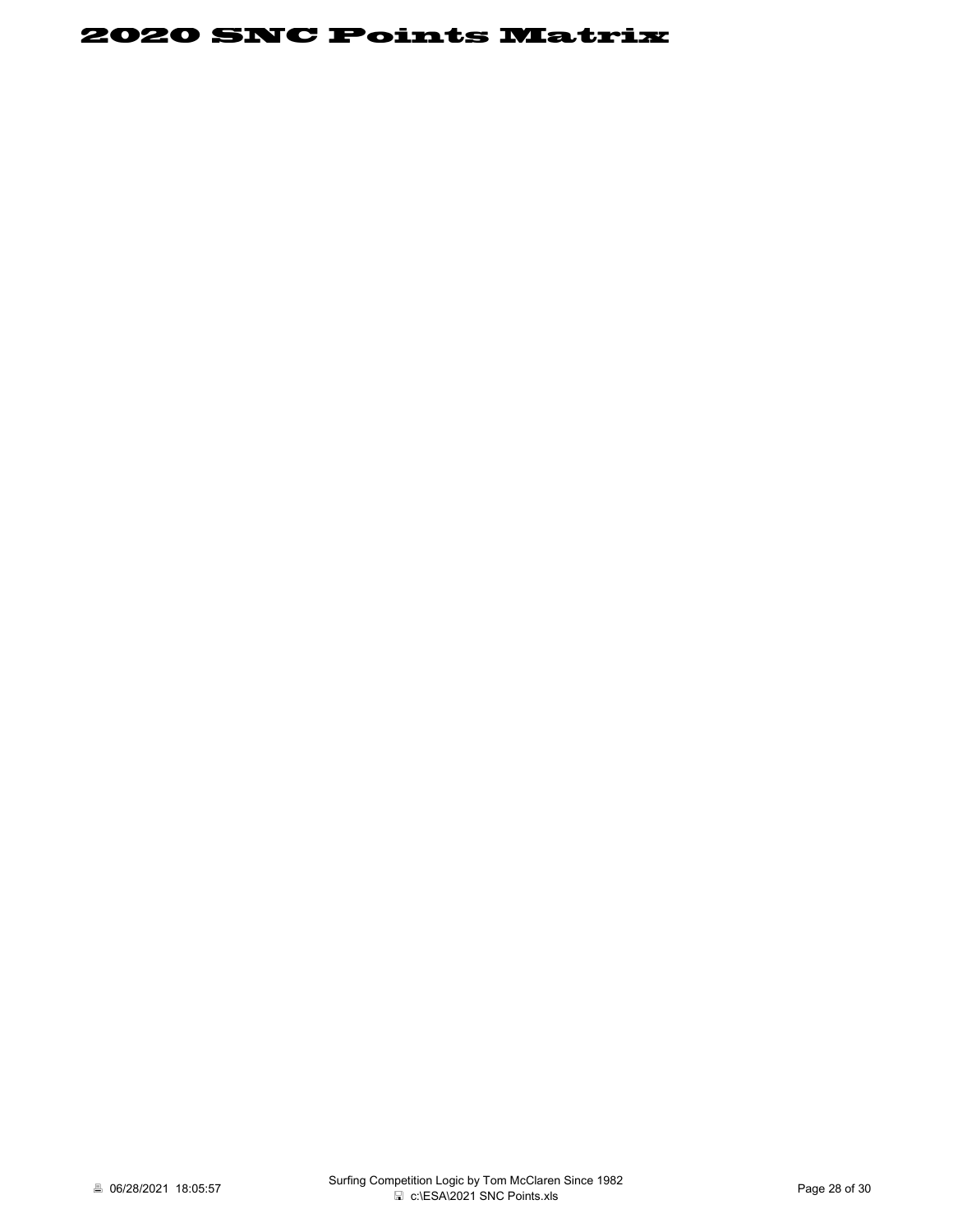# 2020 SNC Points Matrix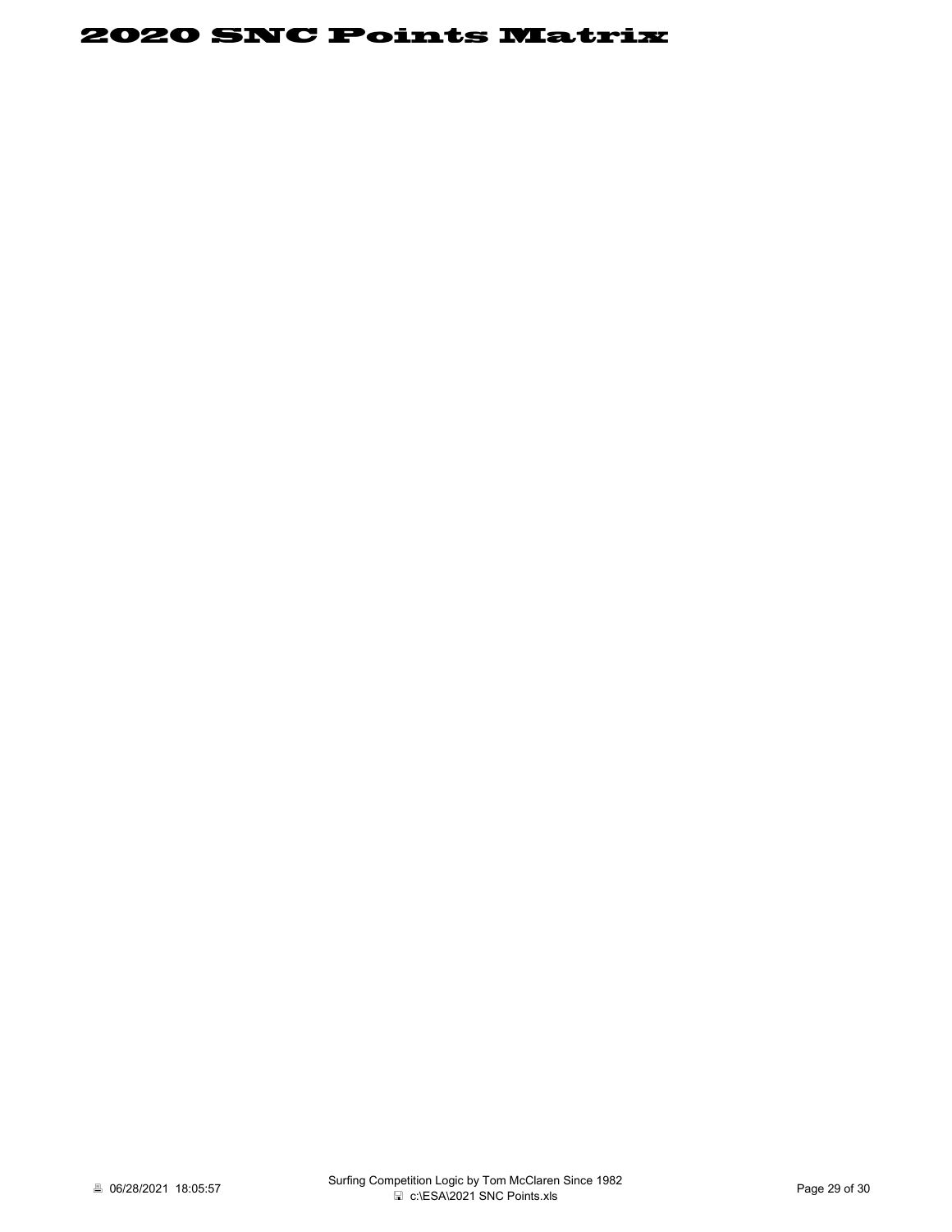# 2020 SNC Points Matrix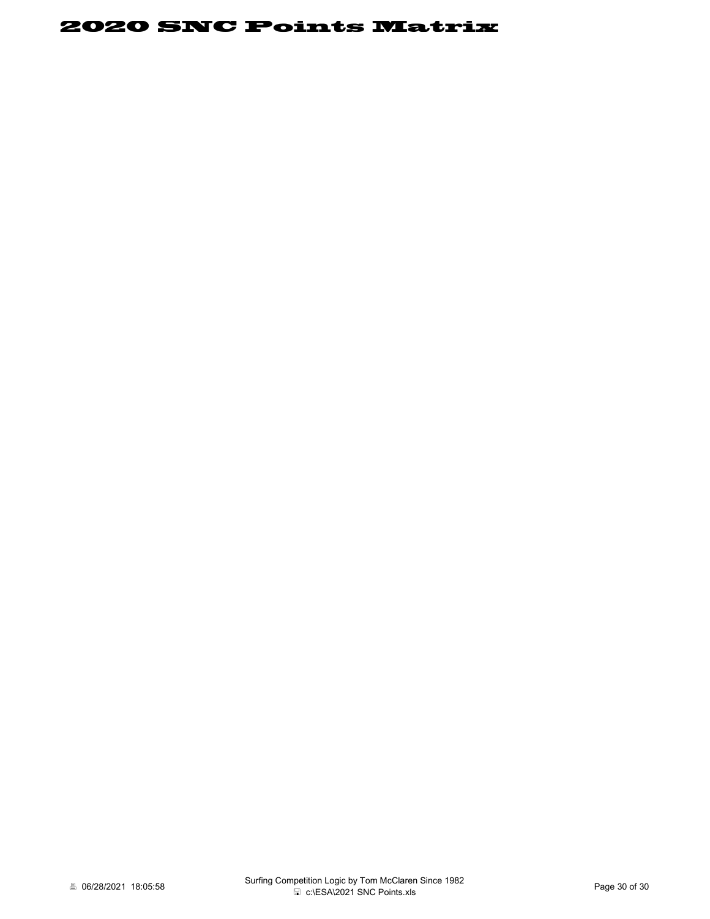# 2020 SNC Points Matrix